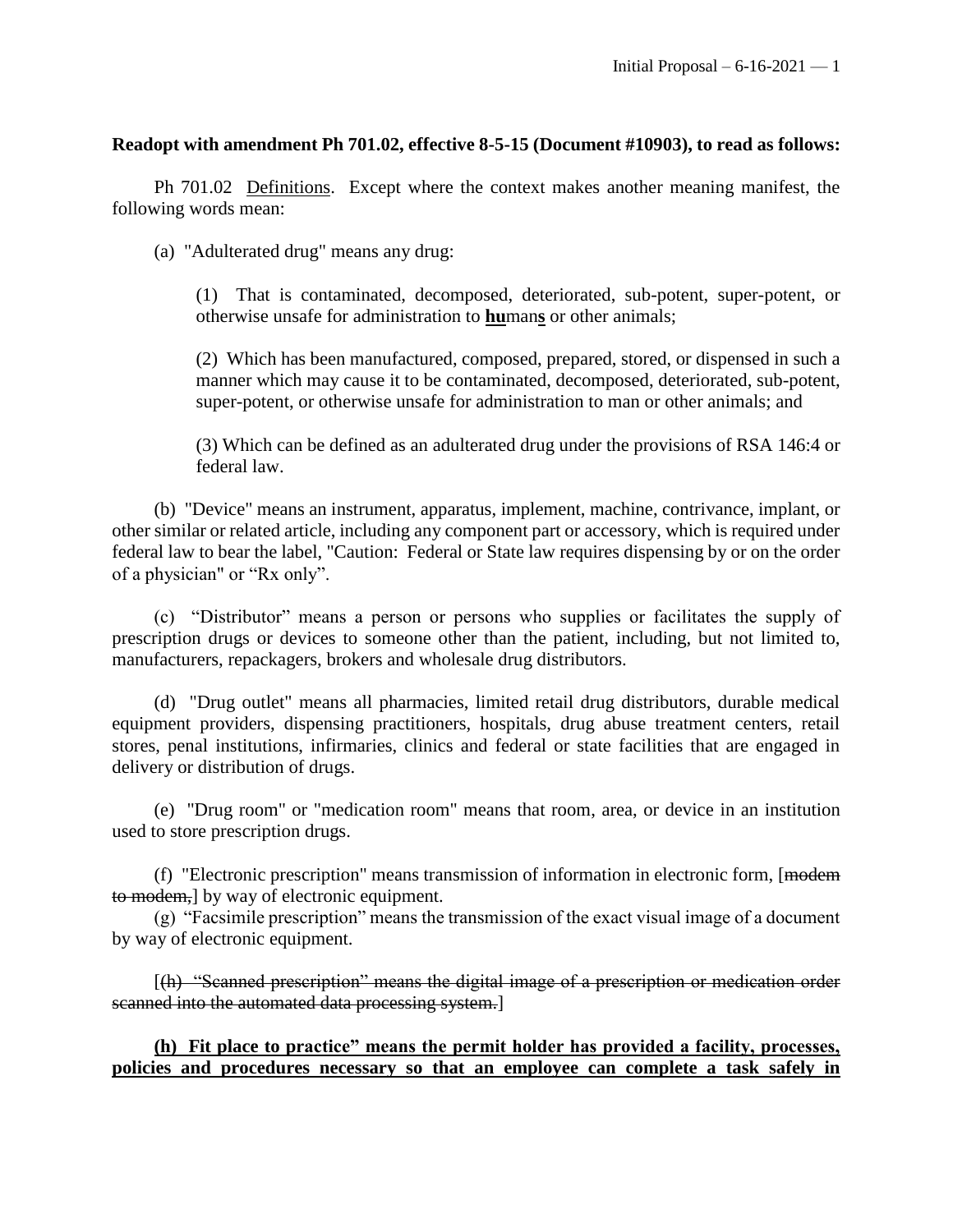**Readopt with amendment Ph 701.02, effective 8-5-15 (Document #10903), to read as follows:**

Ph 701.02 Definitions. Except where the context makes another meaning manifest, the following words mean:

(a) "Adulterated drug" means any drug:

(1) That is contaminated, decomposed, deteriorated, sub-potent, super-potent, or otherwise unsafe for administration to **hu**man**s** or other animals;

(2) Which has been manufactured, composed, prepared, stored, or dispensed in such a manner which may cause it to be contaminated, decomposed, deteriorated, sub-potent, super-potent, or otherwise unsafe for administration to man or other animals; and

(3) Which can be defined as an adulterated drug under the provisions of RSA 146:4 or federal law.

(b) "Device" means an instrument, apparatus, implement, machine, contrivance, implant, or other similar or related article, including any component part or accessory, which is required under federal law to bear the label, "Caution: Federal or State law requires dispensing by or on the order of a physician" or "Rx only".

(c) "Distributor" means a person or persons who supplies or facilitates the supply of prescription drugs or devices to someone other than the patient, including, but not limited to, manufacturers, repackagers, brokers and wholesale drug distributors.

(d) "Drug outlet" means all pharmacies, limited retail drug distributors, durable medical equipment providers, dispensing practitioners, hospitals, drug abuse treatment centers, retail stores, penal institutions, infirmaries, clinics and federal or state facilities that are engaged in delivery or distribution of drugs.

(e) "Drug room" or "medication room" means that room, area, or device in an institution used to store prescription drugs.

(f) "Electronic prescription" means transmission of information in electronic form, [~~modem to modem,~~] by way of electronic equipment.

(g) "Facsimile prescription" means the transmission of the exact visual image of a document by way of electronic equipment.

[~~(h) "Scanned prescription" means the digital image of a prescription or medication order scanned into the automated data processing system.~~]

**(h) Fit place to practice" means the permit holder has provided a facility, processes, policies and procedures necessary so that an employee can complete a task safely in**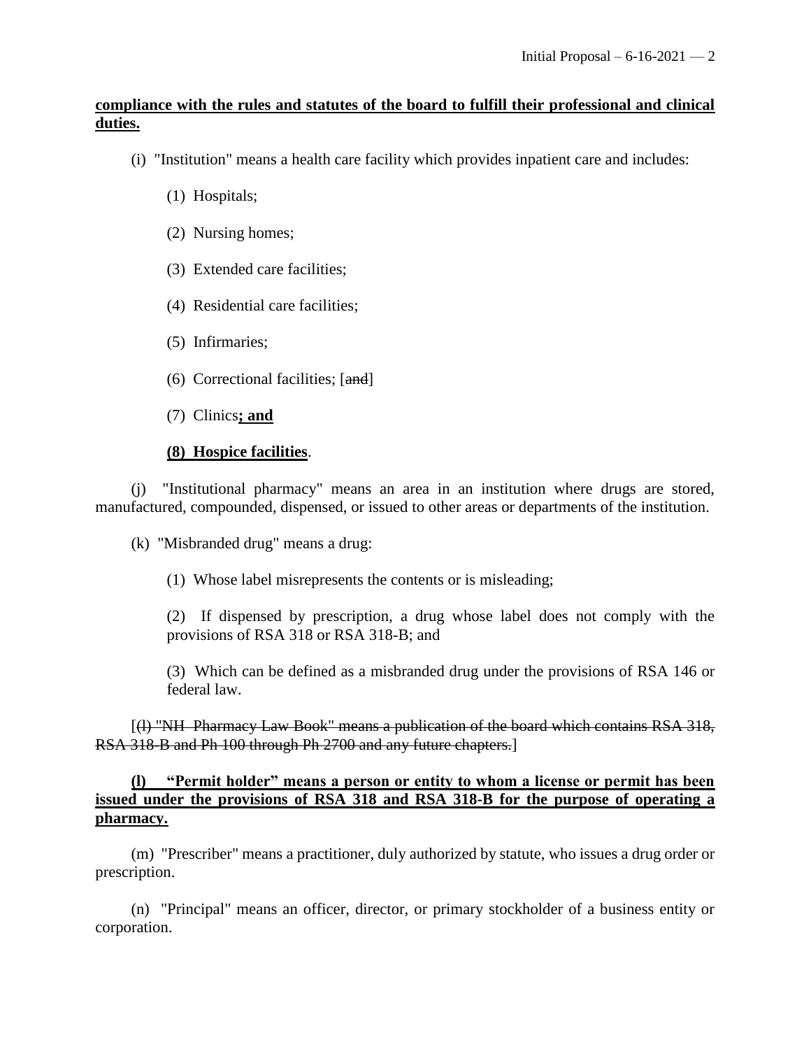**compliance with the rules and statutes of the board to fulfill their professional and clinical duties.**

(i) "Institution" means a health care facility which provides inpatient care and includes:

(1) Hospitals;

(2) Nursing homes;

(3) Extended care facilities;

(4) Residential care facilities;

(5) Infirmaries;

(6) Correctional facilities; [~~and~~]

(7) Clinics**; and**

**(8) Hospice facilities**.

(j) "Institutional pharmacy" means an area in an institution where drugs are stored, manufactured, compounded, dispensed, or issued to other areas or departments of the institution.

(k) "Misbranded drug" means a drug:

(1) Whose label misrepresents the contents or is misleading;

(2) If dispensed by prescription, a drug whose label does not comply with the provisions of RSA 318 or RSA 318-B; and

(3) Which can be defined as a misbranded drug under the provisions of RSA 146 or federal law.

[~~(l) "NH Pharmacy Law Book" means a publication of the board which contains RSA 318, RSA 318-B and Ph 100 through Ph 2700 and any future chapters.~~]

**(l) "Permit holder" means a person or entity to whom a license or permit has been issued under the provisions of RSA 318 and RSA 318-B for the purpose of operating a pharmacy.**

(m) "Prescriber" means a practitioner, duly authorized by statute, who issues a drug order or prescription.

(n) "Principal" means an officer, director, or primary stockholder of a business entity or corporation.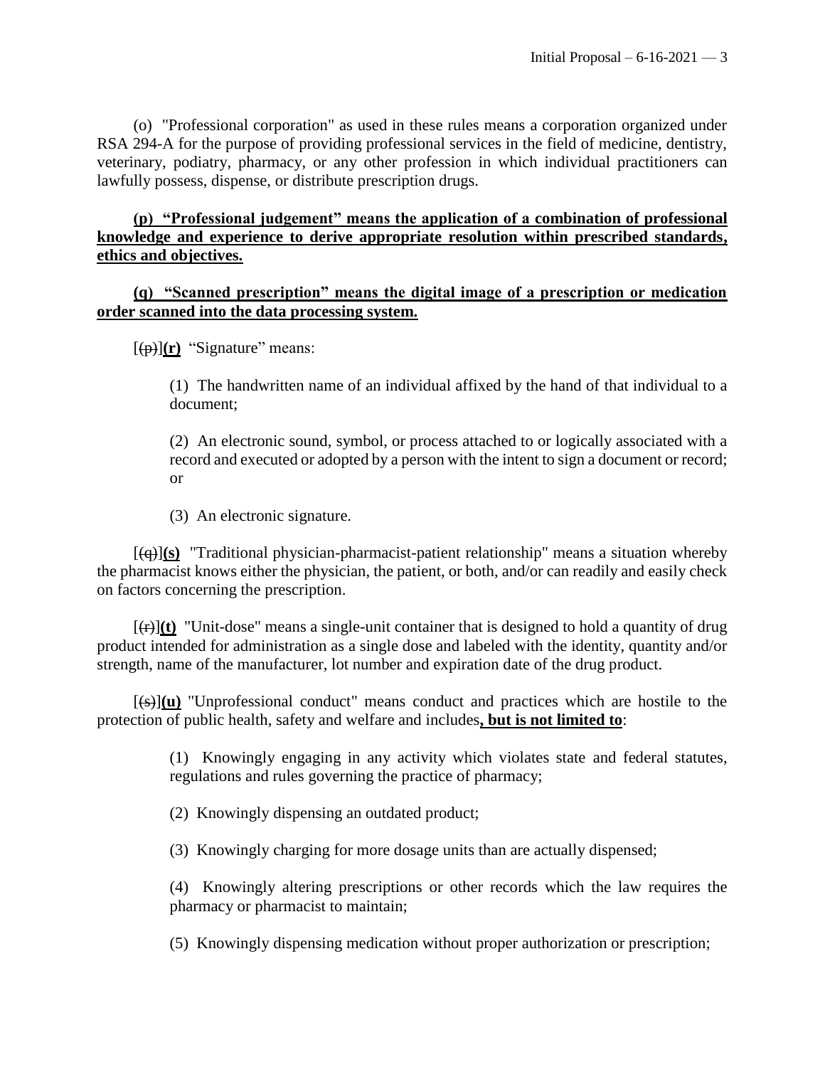(o) "Professional corporation" as used in these rules means a corporation organized under RSA 294-A for the purpose of providing professional services in the field of medicine, dentistry, veterinary, podiatry, pharmacy, or any other profession in which individual practitioners can lawfully possess, dispense, or distribute prescription drugs.

**(p) "Professional judgement" means the application of a combination of professional knowledge and experience to derive appropriate resolution within prescribed standards, ethics and objectives.**

**(q) "Scanned prescription" means the digital image of a prescription or medication order scanned into the data processing system.**

[~~(p)~~]**(r)** "Signature" means:

(1) The handwritten name of an individual affixed by the hand of that individual to a document;

(2) An electronic sound, symbol, or process attached to or logically associated with a record and executed or adopted by a person with the intent to sign a document or record; or

(3) An electronic signature.

[~~(q)~~]**(s)** "Traditional physician-pharmacist-patient relationship" means a situation whereby the pharmacist knows either the physician, the patient, or both, and/or can readily and easily check on factors concerning the prescription.

[~~(r)~~]**(t)** "Unit-dose" means a single-unit container that is designed to hold a quantity of drug product intended for administration as a single dose and labeled with the identity, quantity and/or strength, name of the manufacturer, lot number and expiration date of the drug product.

[~~(s)~~]**(u)** "Unprofessional conduct" means conduct and practices which are hostile to the protection of public health, safety and welfare and includes**, but is not limited to**:

(1) Knowingly engaging in any activity which violates state and federal statutes, regulations and rules governing the practice of pharmacy;

(2) Knowingly dispensing an outdated product;

(3) Knowingly charging for more dosage units than are actually dispensed;

(4) Knowingly altering prescriptions or other records which the law requires the pharmacy or pharmacist to maintain;

(5) Knowingly dispensing medication without proper authorization or prescription;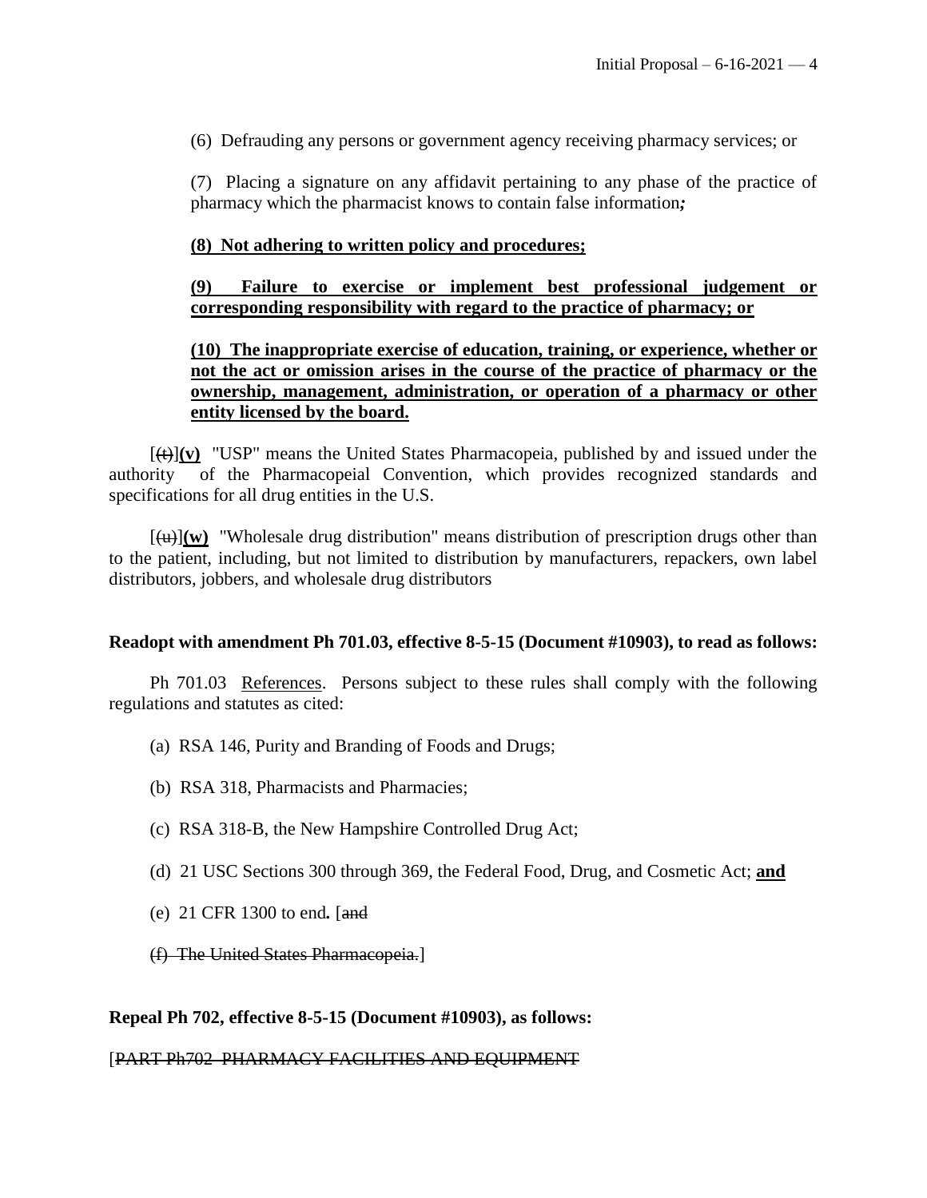(6) Defrauding any persons or government agency receiving pharmacy services; or

(7) Placing a signature on any affidavit pertaining to any phase of the practice of pharmacy which the pharmacist knows to contain false information***;***

**(8) Not adhering to written policy and procedures;**

**(9) Failure to exercise or implement best professional judgement or corresponding responsibility with regard to the practice of pharmacy; or**

**(10) The inappropriate exercise of education, training, or experience, whether or not the act or omission arises in the course of the practice of pharmacy or the ownership, management, administration, or operation of a pharmacy or other entity licensed by the board.**

[~~(t)~~]**(v)** "USP" means the United States Pharmacopeia, published by and issued under the authority of the Pharmacopeial Convention, which provides recognized standards and specifications for all drug entities in the U.S.

[~~(u)~~]**(w)** "Wholesale drug distribution" means distribution of prescription drugs other than to the patient, including, but not limited to distribution by manufacturers, repackers, own label distributors, jobbers, and wholesale drug distributors

**Readopt with amendment Ph 701.03, effective 8-5-15 (Document #10903), to read as follows:**

Ph 701.03 References. Persons subject to these rules shall comply with the following regulations and statutes as cited:

(a) RSA 146, Purity and Branding of Foods and Drugs;

(b) RSA 318, Pharmacists and Pharmacies;

(c) RSA 318-B, the New Hampshire Controlled Drug Act;

(d) 21 USC Sections 300 through 369, the Federal Food, Drug, and Cosmetic Act; **and**

(e) 21 CFR 1300 to end**.** [~~and~~

~~(f) The United States Pharmacopeia.~~]

**Repeal Ph 702, effective 8-5-15 (Document #10903), as follows:**

[~~PART Ph702 PHARMACY FACILITIES AND EQUIPMENT~~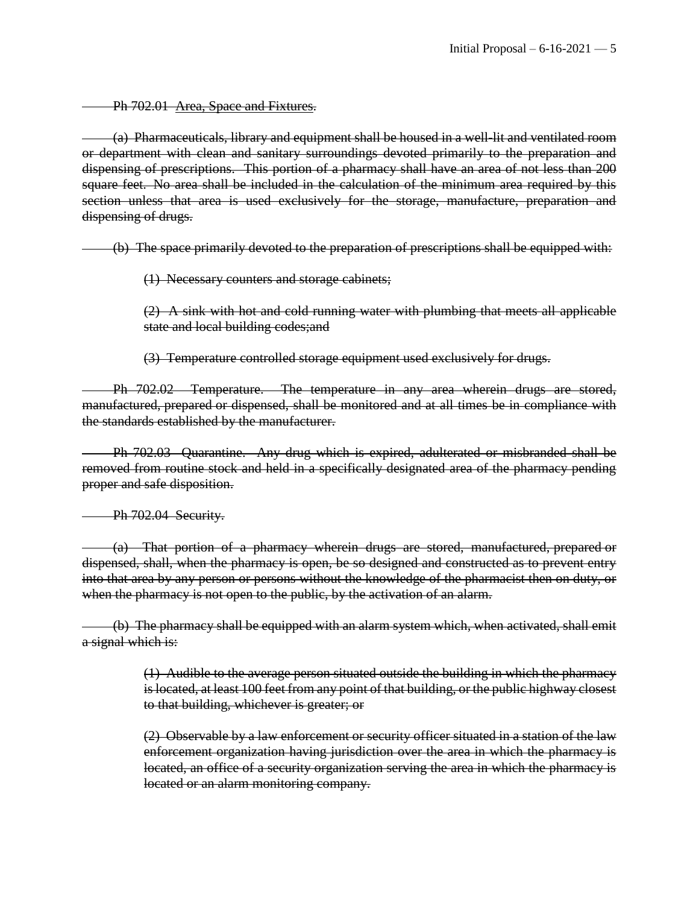~~Ph 702.01 Area, Space and Fixtures.~~

~~(a) Pharmaceuticals, library and equipment shall be housed in a well-lit and ventilated room or department with clean and sanitary surroundings devoted primarily to the preparation and dispensing of prescriptions. This portion of a pharmacy shall have an area of not less than 200 square feet. No area shall be included in the calculation of the minimum area required by this section unless that area is used exclusively for the storage, manufacture, preparation and dispensing of drugs.~~

~~(b) The space primarily devoted to the preparation of prescriptions shall be equipped with:~~

~~(1) Necessary counters and storage cabinets;~~

~~(2) A sink with hot and cold running water with plumbing that meets all applicable state and local building codes;and~~

~~(3) Temperature controlled storage equipment used exclusively for drugs.~~

~~Ph 702.02 Temperature. The temperature in any area wherein drugs are stored, manufactured, prepared or dispensed, shall be monitored and at all times be in compliance with the standards established by the manufacturer.~~

~~Ph 702.03 Quarantine. Any drug which is expired, adulterated or misbranded shall be removed from routine stock and held in a specifically designated area of the pharmacy pending proper and safe disposition.~~

~~Ph 702.04 Security.~~

~~(a) That portion of a pharmacy wherein drugs are stored, manufactured, prepared or dispensed, shall, when the pharmacy is open, be so designed and constructed as to prevent entry into that area by any person or persons without the knowledge of the pharmacist then on duty, or when the pharmacy is not open to the public, by the activation of an alarm.~~

~~(b) The pharmacy shall be equipped with an alarm system which, when activated, shall emit a signal which is:~~

~~(1) Audible to the average person situated outside the building in which the pharmacy is located, at least 100 feet from any point of that building, or the public highway closest to that building, whichever is greater; or~~

~~(2) Observable by a law enforcement or security officer situated in a station of the law enforcement organization having jurisdiction over the area in which the pharmacy is located, an office of a security organization serving the area in which the pharmacy is located or an alarm monitoring company.~~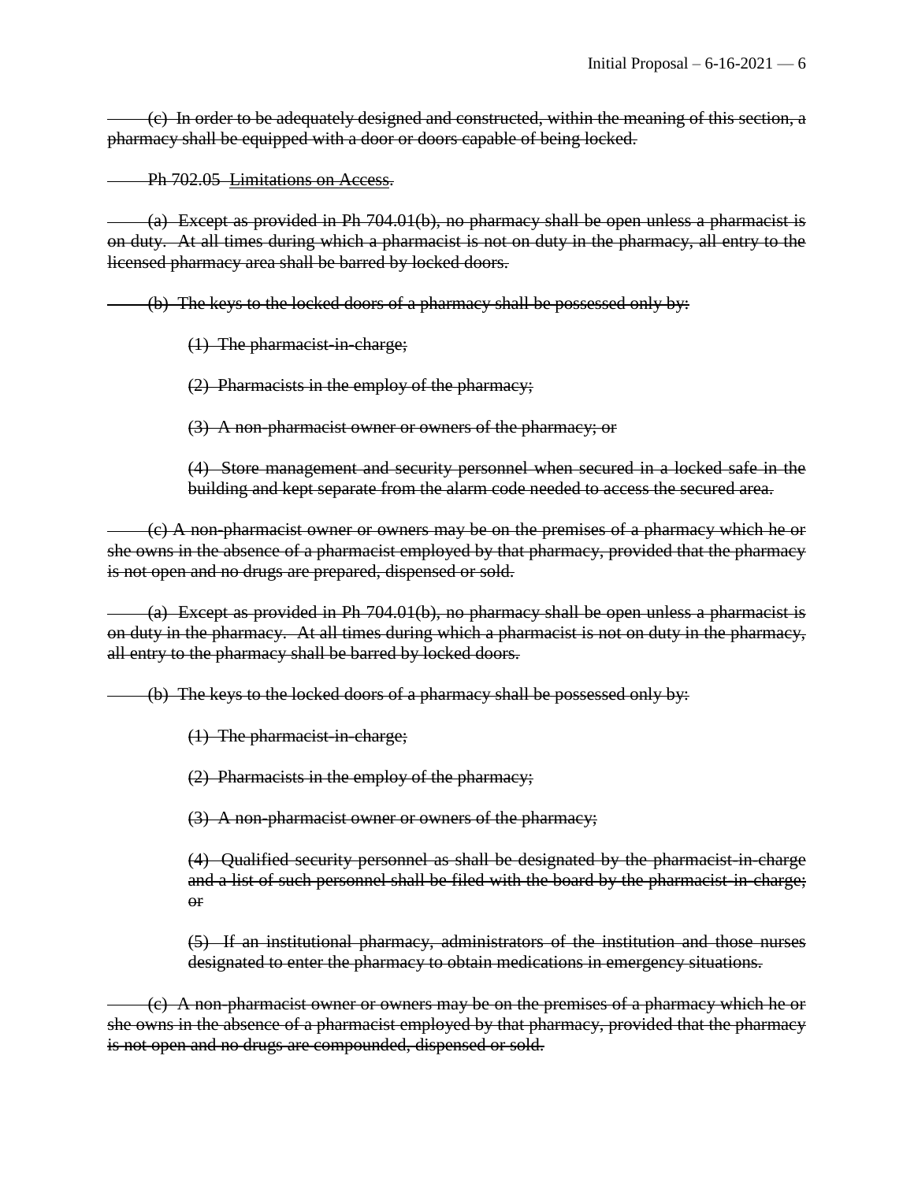~~(c) In order to be adequately designed and constructed, within the meaning of this section, a pharmacy shall be equipped with a door or doors capable of being locked.~~

~~Ph 702.05 Limitations on Access.~~

~~(a) Except as provided in Ph 704.01(b), no pharmacy shall be open unless a pharmacist is on duty. At all times during which a pharmacist is not on duty in the pharmacy, all entry to the licensed pharmacy area shall be barred by locked doors.~~

~~(b) The keys to the locked doors of a pharmacy shall be possessed only by:~~

> ~~(1) The pharmacist-in-charge;~~
>
> ~~(2) Pharmacists in the employ of the pharmacy;~~
>
> ~~(3) A non-pharmacist owner or owners of the pharmacy; or~~
>
> ~~(4) Store management and security personnel when secured in a locked safe in the building and kept separate from the alarm code needed to access the secured area.~~

~~(c) A non-pharmacist owner or owners may be on the premises of a pharmacy which he or she owns in the absence of a pharmacist employed by that pharmacy, provided that the pharmacy is not open and no drugs are prepared, dispensed or sold.~~

~~(a) Except as provided in Ph 704.01(b), no pharmacy shall be open unless a pharmacist is on duty in the pharmacy. At all times during which a pharmacist is not on duty in the pharmacy, all entry to the pharmacy shall be barred by locked doors.~~

~~(b) The keys to the locked doors of a pharmacy shall be possessed only by:~~

> ~~(1) The pharmacist-in-charge;~~
>
> ~~(2) Pharmacists in the employ of the pharmacy;~~
>
> ~~(3) A non-pharmacist owner or owners of the pharmacy;~~
>
> ~~(4) Qualified security personnel as shall be designated by the pharmacist-in-charge and a list of such personnel shall be filed with the board by the pharmacist-in-charge; or~~
>
> ~~(5) If an institutional pharmacy, administrators of the institution and those nurses designated to enter the pharmacy to obtain medications in emergency situations.~~

~~(c) A non-pharmacist owner or owners may be on the premises of a pharmacy which he or she owns in the absence of a pharmacist employed by that pharmacy, provided that the pharmacy is not open and no drugs are compounded, dispensed or sold.~~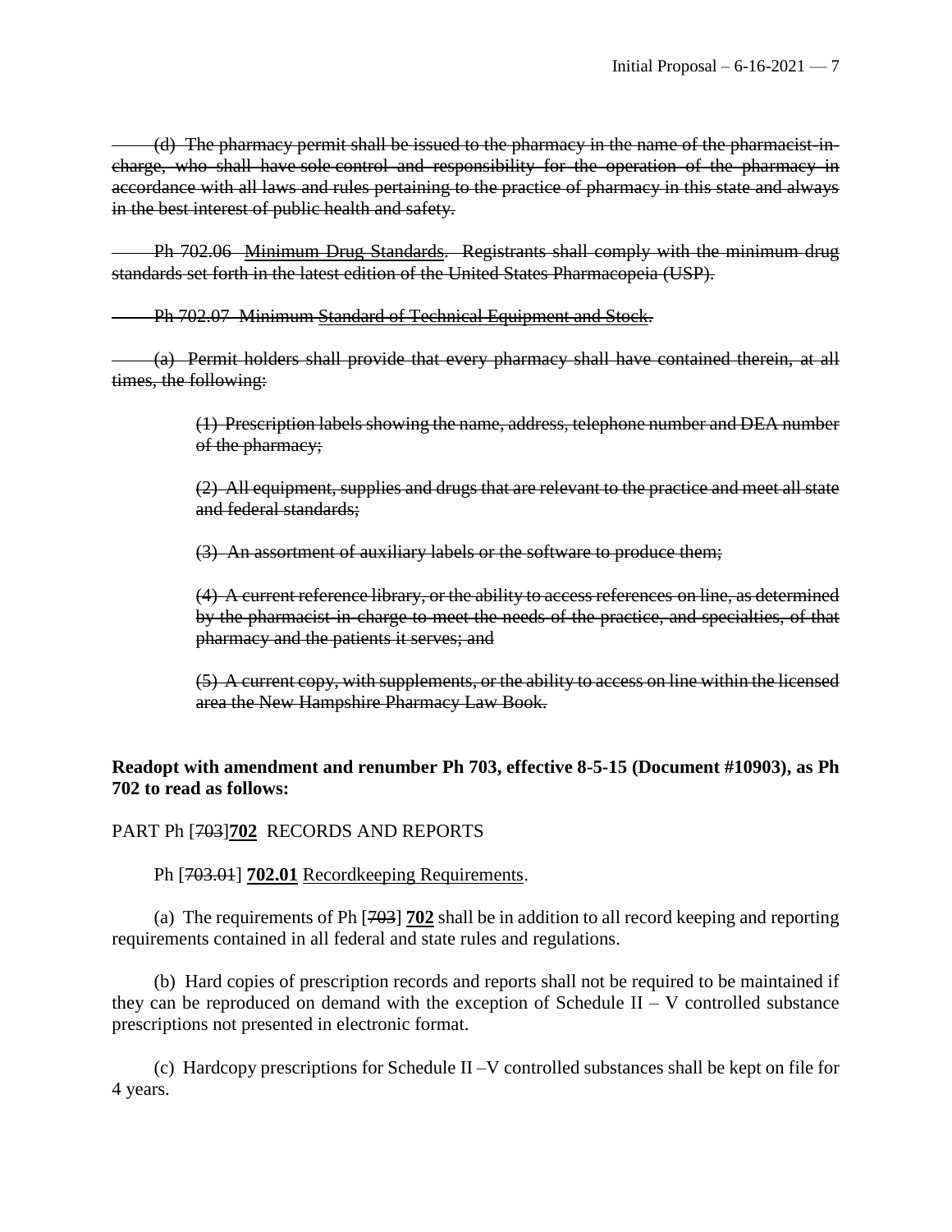~~(d) The pharmacy permit shall be issued to the pharmacy in the name of the pharmacist-in-charge, who shall have sole control and responsibility for the operation of the pharmacy in accordance with all laws and rules pertaining to the practice of pharmacy in this state and always in the best interest of public health and safety.~~

~~Ph 702.06 Minimum Drug Standards. Registrants shall comply with the minimum drug standards set forth in the latest edition of the United States Pharmacopeia (USP).~~

~~Ph 702.07 Minimum Standard of Technical Equipment and Stock.~~

~~(a) Permit holders shall provide that every pharmacy shall have contained therein, at all times, the following:~~

> ~~(1) Prescription labels showing the name, address, telephone number and DEA number of the pharmacy;~~
>
> ~~(2) All equipment, supplies and drugs that are relevant to the practice and meet all state and federal standards;~~
>
> ~~(3) An assortment of auxiliary labels or the software to produce them;~~
>
> ~~(4) A current reference library, or the ability to access references on line, as determined by the pharmacist-in-charge to meet the needs of the practice, and specialties, of that pharmacy and the patients it serves; and~~
>
> ~~(5) A current copy, with supplements, or the ability to access on line within the licensed area the New Hampshire Pharmacy Law Book.~~

**Readopt with amendment and renumber Ph 703, effective 8-5-15 (Document #10903), as Ph 702 to read as follows:**

PART Ph [~~703~~]**702** RECORDS AND REPORTS

Ph [~~703.01~~] **702.01** Recordkeeping Requirements.

(a) The requirements of Ph [~~703~~] **702** shall be in addition to all record keeping and reporting requirements contained in all federal and state rules and regulations.

(b) Hard copies of prescription records and reports shall not be required to be maintained if they can be reproduced on demand with the exception of Schedule II – V controlled substance prescriptions not presented in electronic format.

(c) Hardcopy prescriptions for Schedule II –V controlled substances shall be kept on file for 4 years.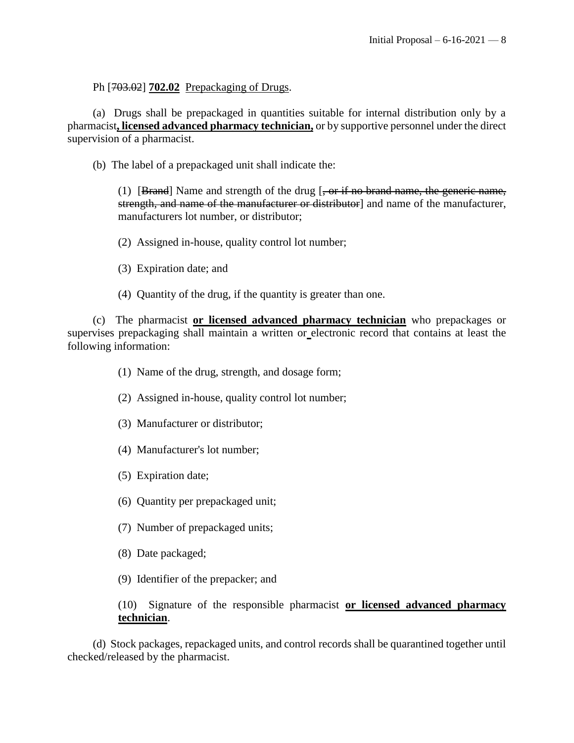Ph [~~703.02~~] **702.02** <u>Prepackaging of Drugs</u>.

(a) Drugs shall be prepackaged in quantities suitable for internal distribution only by a pharmacist**<u>, licensed advanced pharmacy technician,</u>** or by supportive personnel under the direct supervision of a pharmacist.

(b) The label of a prepackaged unit shall indicate the:

(1) [~~Brand~~] Name and strength of the drug [~~, or if no brand name, the generic name, strength, and name of the manufacturer or distributor~~] and name of the manufacturer, manufacturers lot number, or distributor;

(2) Assigned in-house, quality control lot number;

(3) Expiration date; and

(4) Quantity of the drug, if the quantity is greater than one.

(c) The pharmacist **<u>or licensed advanced pharmacy technician</u>** who prepackages or supervises prepackaging shall maintain a written or electronic record that contains at least the following information:

(1) Name of the drug, strength, and dosage form;

(2) Assigned in-house, quality control lot number;

(3) Manufacturer or distributor;

(4) Manufacturer's lot number;

(5) Expiration date;

(6) Quantity per prepackaged unit;

(7) Number of prepackaged units;

(8) Date packaged;

(9) Identifier of the prepacker; and

(10) Signature of the responsible pharmacist **<u>or licensed advanced pharmacy technician</u>**.

(d) Stock packages, repackaged units, and control records shall be quarantined together until checked/released by the pharmacist.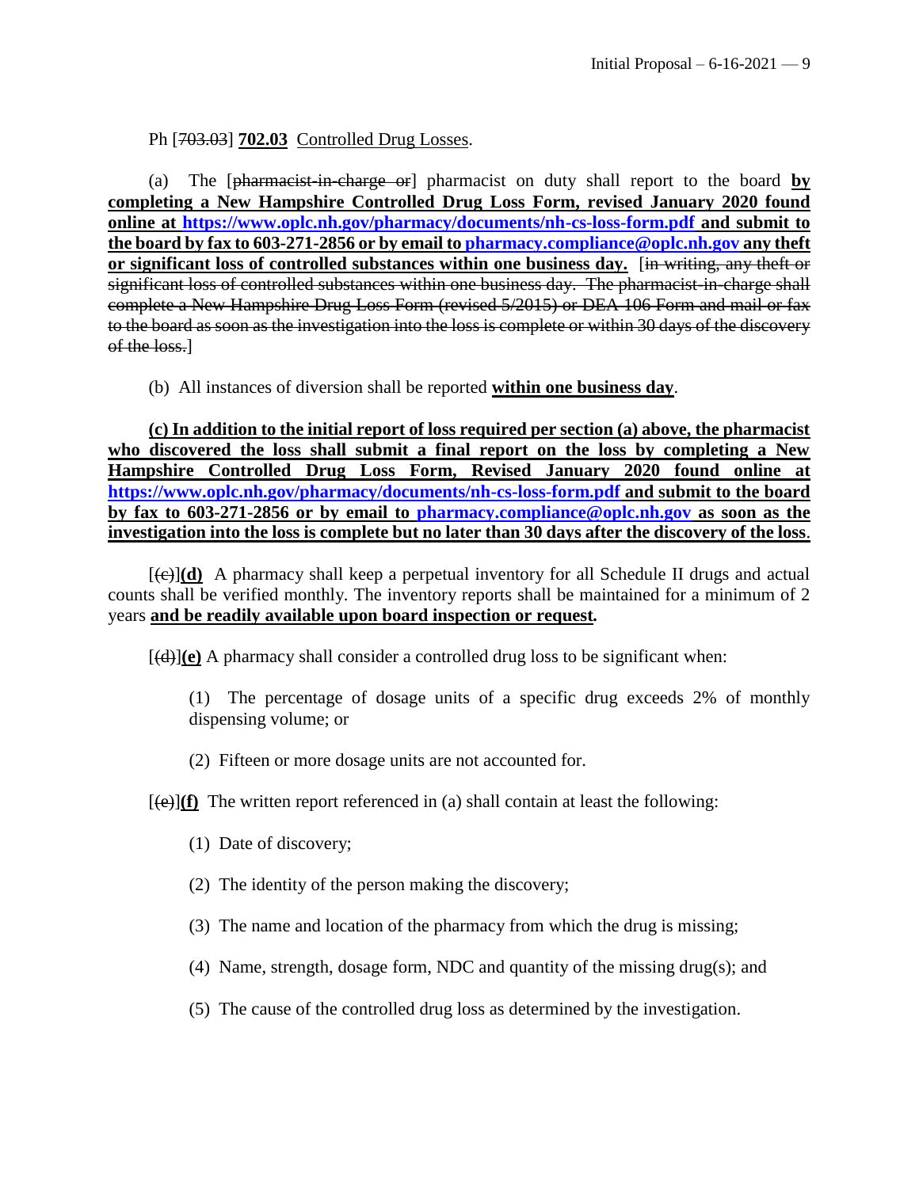Ph [~~703.03~~] **702.03** Controlled Drug Losses.

(a) The [~~pharmacist-in-charge or~~] pharmacist on duty shall report to the board **by completing a New Hampshire Controlled Drug Loss Form, revised January 2020 found online at https://www.oplc.nh.gov/pharmacy/documents/nh-cs-loss-form.pdf and submit to the board by fax to 603-271-2856 or by email to pharmacy.compliance@oplc.nh.gov any theft or significant loss of controlled substances within one business day.** [~~in writing, any theft or significant loss of controlled substances within one business day. The pharmacist-in-charge shall complete a New Hampshire Drug Loss Form (revised 5/2015) or DEA 106 Form and mail or fax to the board as soon as the investigation into the loss is complete or within 30 days of the discovery of the loss.~~]

(b) All instances of diversion shall be reported **within one business day**.

**(c) In addition to the initial report of loss required per section (a) above, the pharmacist who discovered the loss shall submit a final report on the loss by completing a New Hampshire Controlled Drug Loss Form, Revised January 2020 found online at https://www.oplc.nh.gov/pharmacy/documents/nh-cs-loss-form.pdf and submit to the board by fax to 603-271-2856 or by email to pharmacy.compliance@oplc.nh.gov as soon as the investigation into the loss is complete but no later than 30 days after the discovery of the loss.**

[~~(c)~~]**(d)** A pharmacy shall keep a perpetual inventory for all Schedule II drugs and actual counts shall be verified monthly. The inventory reports shall be maintained for a minimum of 2 years **and be readily available upon board inspection or request.**

[~~(d)~~]**(e)** A pharmacy shall consider a controlled drug loss to be significant when:

(1) The percentage of dosage units of a specific drug exceeds 2% of monthly dispensing volume; or

(2) Fifteen or more dosage units are not accounted for.

[~~(e)~~]**(f)** The written report referenced in (a) shall contain at least the following:

(1) Date of discovery;

(2) The identity of the person making the discovery;

(3) The name and location of the pharmacy from which the drug is missing;

(4) Name, strength, dosage form, NDC and quantity of the missing drug(s); and

(5) The cause of the controlled drug loss as determined by the investigation.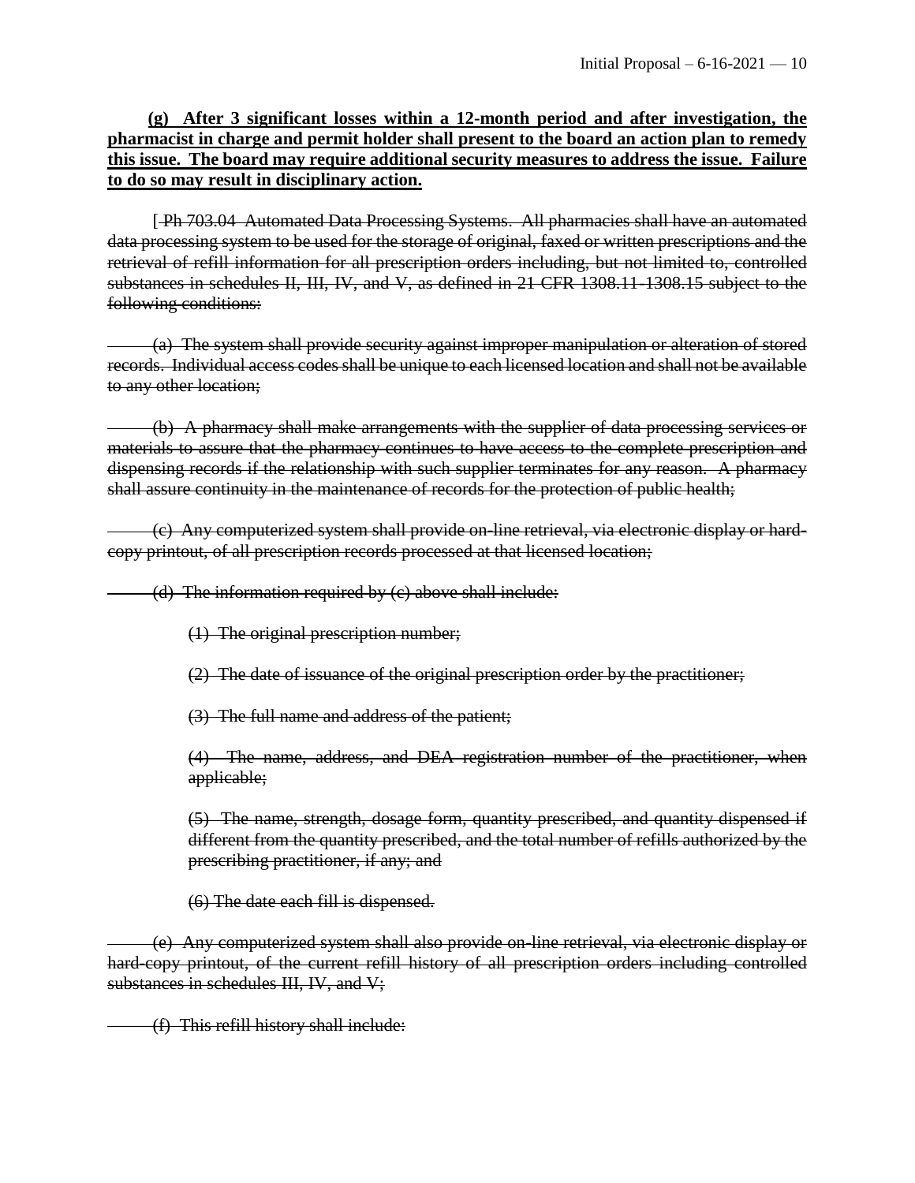**(g) After 3 significant losses within a 12-month period and after investigation, the pharmacist in charge and permit holder shall present to the board an action plan to remedy this issue. The board may require additional security measures to address the issue. Failure to do so may result in disciplinary action.**

[ ~~Ph 703.04 Automated Data Processing Systems. All pharmacies shall have an automated data processing system to be used for the storage of original, faxed or written prescriptions and the retrieval of refill information for all prescription orders including, but not limited to, controlled substances in schedules II, III, IV, and V, as defined in 21 CFR 1308.11-1308.15 subject to the following conditions:~~

~~(a) The system shall provide security against improper manipulation or alteration of stored records. Individual access codes shall be unique to each licensed location and shall not be available to any other location;~~

~~(b) A pharmacy shall make arrangements with the supplier of data processing services or materials to assure that the pharmacy continues to have access to the complete prescription and dispensing records if the relationship with such supplier terminates for any reason. A pharmacy shall assure continuity in the maintenance of records for the protection of public health;~~

~~(c) Any computerized system shall provide on-line retrieval, via electronic display or hard-copy printout, of all prescription records processed at that licensed location;~~

~~(d) The information required by (c) above shall include:~~

~~(1) The original prescription number;~~

~~(2) The date of issuance of the original prescription order by the practitioner;~~

~~(3) The full name and address of the patient;~~

~~(4) The name, address, and DEA registration number of the practitioner, when applicable;~~

~~(5) The name, strength, dosage form, quantity prescribed, and quantity dispensed if different from the quantity prescribed, and the total number of refills authorized by the prescribing practitioner, if any; and~~

~~(6) The date each fill is dispensed.~~

~~(e) Any computerized system shall also provide on-line retrieval, via electronic display or hard-copy printout, of the current refill history of all prescription orders including controlled substances in schedules III, IV, and V;~~

~~(f) This refill history shall include:~~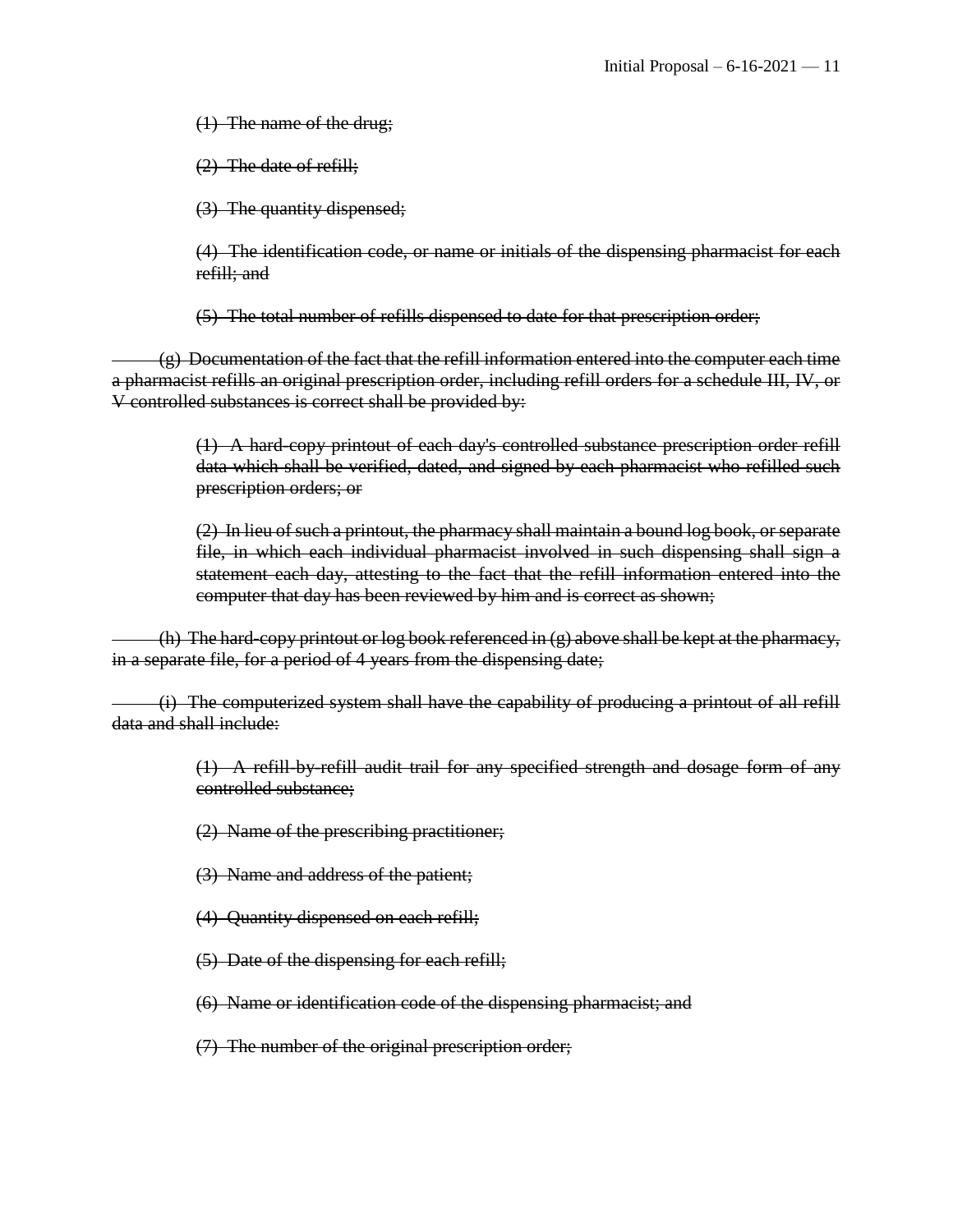~~(1) The name of the drug;~~

~~(2) The date of refill;~~

~~(3) The quantity dispensed;~~

~~(4) The identification code, or name or initials of the dispensing pharmacist for each refill; and~~

~~(5) The total number of refills dispensed to date for that prescription order;~~

~~(g) Documentation of the fact that the refill information entered into the computer each time a pharmacist refills an original prescription order, including refill orders for a schedule III, IV, or V controlled substances is correct shall be provided by:~~

~~(1) A hard-copy printout of each day's controlled substance prescription order refill data which shall be verified, dated, and signed by each pharmacist who refilled such prescription orders; or~~

~~(2) In lieu of such a printout, the pharmacy shall maintain a bound log book, or separate file, in which each individual pharmacist involved in such dispensing shall sign a statement each day, attesting to the fact that the refill information entered into the computer that day has been reviewed by him and is correct as shown;~~

~~(h) The hard-copy printout or log book referenced in (g) above shall be kept at the pharmacy, in a separate file, for a period of 4 years from the dispensing date;~~

~~(i) The computerized system shall have the capability of producing a printout of all refill data and shall include:~~

~~(1) A refill-by-refill audit trail for any specified strength and dosage form of any controlled substance;~~

~~(2) Name of the prescribing practitioner;~~

~~(3) Name and address of the patient;~~

~~(4) Quantity dispensed on each refill;~~

~~(5) Date of the dispensing for each refill;~~

~~(6) Name or identification code of the dispensing pharmacist; and~~

~~(7) The number of the original prescription order;~~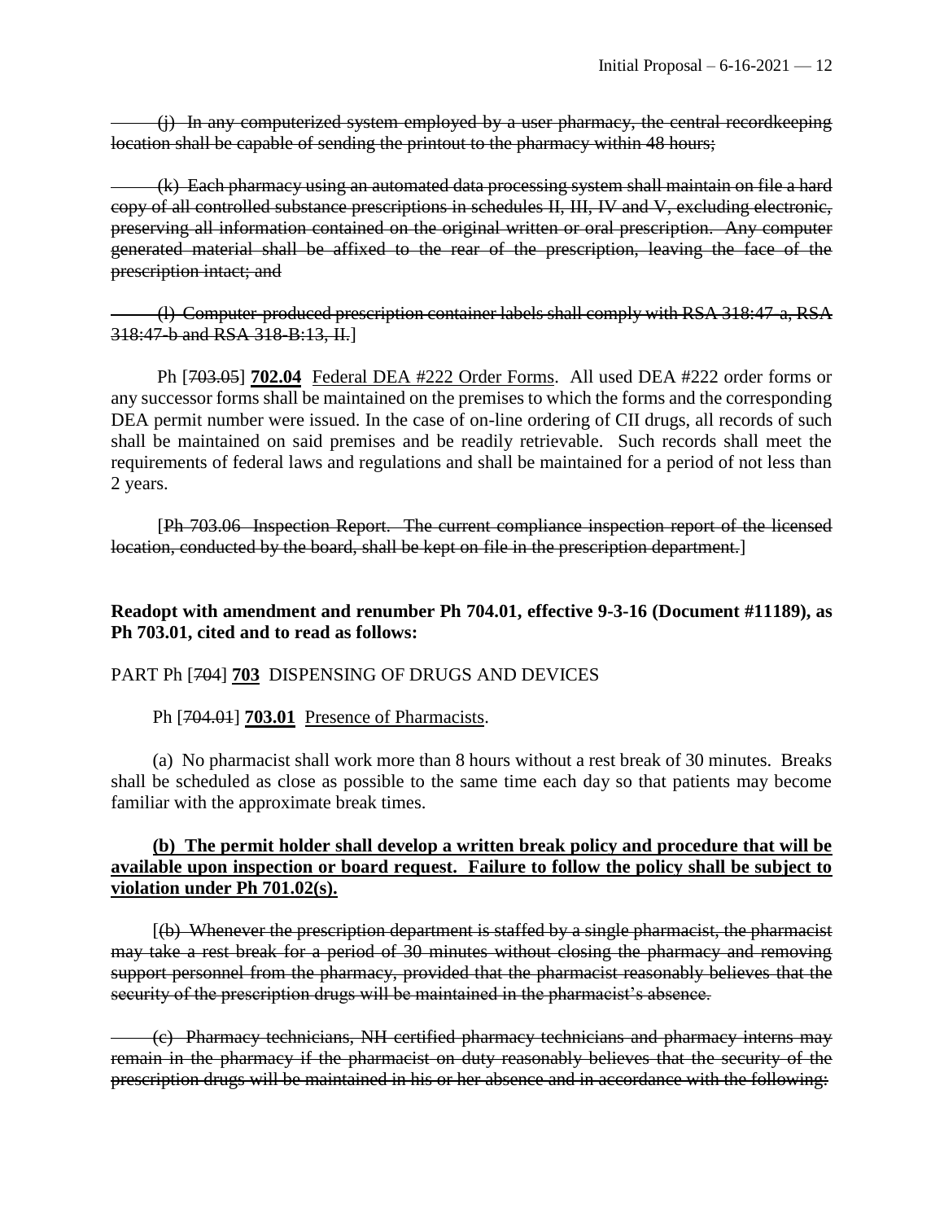~~(j) In any computerized system employed by a user pharmacy, the central recordkeeping location shall be capable of sending the printout to the pharmacy within 48 hours;~~

~~(k) Each pharmacy using an automated data processing system shall maintain on file a hard copy of all controlled substance prescriptions in schedules II, III, IV and V, excluding electronic, preserving all information contained on the original written or oral prescription. Any computer generated material shall be affixed to the rear of the prescription, leaving the face of the prescription intact; and~~

~~(l) Computer-produced prescription container labels shall comply with RSA 318:47-a, RSA 318:47-b and RSA 318-B:13, II.~~]

Ph [~~703.05~~] **702.04** Federal DEA #222 Order Forms. All used DEA #222 order forms or any successor forms shall be maintained on the premises to which the forms and the corresponding DEA permit number were issued. In the case of on-line ordering of CII drugs, all records of such shall be maintained on said premises and be readily retrievable. Such records shall meet the requirements of federal laws and regulations and shall be maintained for a period of not less than 2 years.

[~~Ph 703.06 Inspection Report. The current compliance inspection report of the licensed location, conducted by the board, shall be kept on file in the prescription department.~~]

**Readopt with amendment and renumber Ph 704.01, effective 9-3-16 (Document #11189), as Ph 703.01, cited and to read as follows:**

PART Ph [~~704~~] **703** DISPENSING OF DRUGS AND DEVICES

Ph [~~704.01~~] **703.01** Presence of Pharmacists.

(a) No pharmacist shall work more than 8 hours without a rest break of 30 minutes. Breaks shall be scheduled as close as possible to the same time each day so that patients may become familiar with the approximate break times.

**(b) The permit holder shall develop a written break policy and procedure that will be available upon inspection or board request. Failure to follow the policy shall be subject to violation under Ph 701.02(s).**

[~~(b) Whenever the prescription department is staffed by a single pharmacist, the pharmacist may take a rest break for a period of 30 minutes without closing the pharmacy and removing support personnel from the pharmacy, provided that the pharmacist reasonably believes that the security of the prescription drugs will be maintained in the pharmacist's absence.~~

~~(c) Pharmacy technicians, NH certified pharmacy technicians and pharmacy interns may remain in the pharmacy if the pharmacist on duty reasonably believes that the security of the prescription drugs will be maintained in his or her absence and in accordance with the following:~~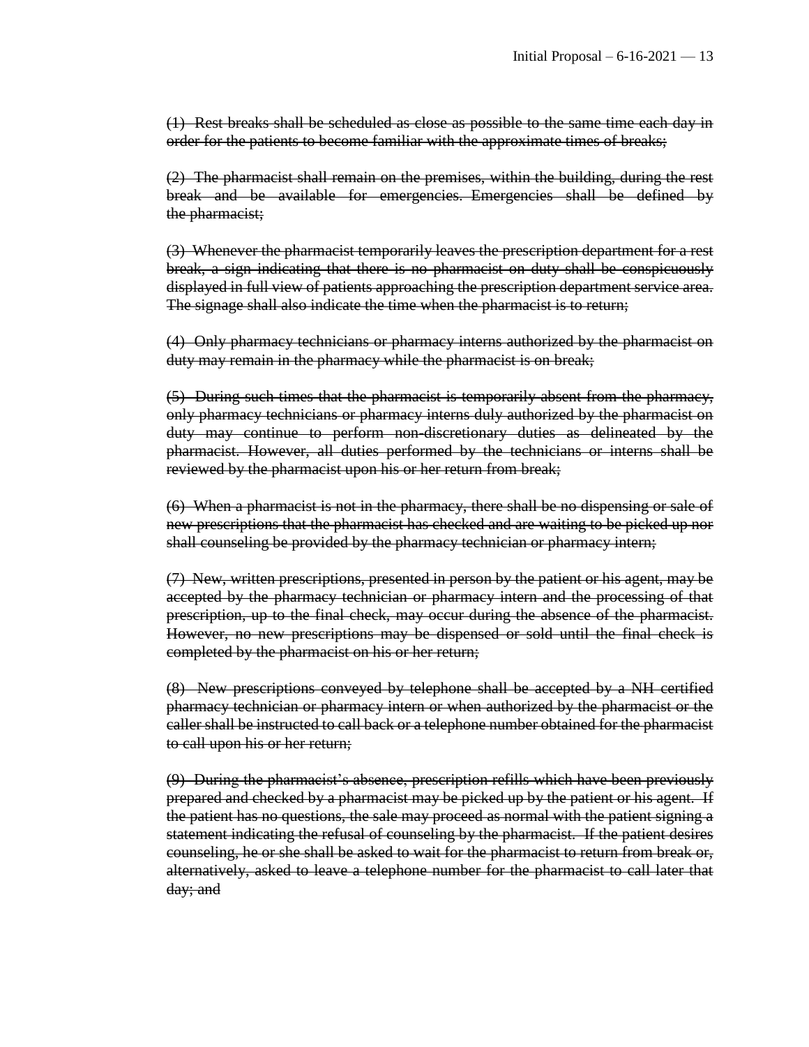~~(1) Rest breaks shall be scheduled as close as possible to the same time each day in order for the patients to become familiar with the approximate times of breaks;~~

~~(2) The pharmacist shall remain on the premises, within the building, during the rest break and be available for emergencies. Emergencies shall be defined by the pharmacist;~~

~~(3) Whenever the pharmacist temporarily leaves the prescription department for a rest break, a sign indicating that there is no pharmacist on duty shall be conspicuously displayed in full view of patients approaching the prescription department service area. The signage shall also indicate the time when the pharmacist is to return;~~

~~(4) Only pharmacy technicians or pharmacy interns authorized by the pharmacist on duty may remain in the pharmacy while the pharmacist is on break;~~

~~(5) During such times that the pharmacist is temporarily absent from the pharmacy, only pharmacy technicians or pharmacy interns duly authorized by the pharmacist on duty may continue to perform non-discretionary duties as delineated by the pharmacist. However, all duties performed by the technicians or interns shall be reviewed by the pharmacist upon his or her return from break;~~

~~(6) When a pharmacist is not in the pharmacy, there shall be no dispensing or sale of new prescriptions that the pharmacist has checked and are waiting to be picked up nor shall counseling be provided by the pharmacy technician or pharmacy intern;~~

~~(7) New, written prescriptions, presented in person by the patient or his agent, may be accepted by the pharmacy technician or pharmacy intern and the processing of that prescription, up to the final check, may occur during the absence of the pharmacist. However, no new prescriptions may be dispensed or sold until the final check is completed by the pharmacist on his or her return;~~

~~(8) New prescriptions conveyed by telephone shall be accepted by a NH certified pharmacy technician or pharmacy intern or when authorized by the pharmacist or the caller shall be instructed to call back or a telephone number obtained for the pharmacist to call upon his or her return;~~

~~(9) During the pharmacist's absence, prescription refills which have been previously prepared and checked by a pharmacist may be picked up by the patient or his agent. If the patient has no questions, the sale may proceed as normal with the patient signing a statement indicating the refusal of counseling by the pharmacist. If the patient desires counseling, he or she shall be asked to wait for the pharmacist to return from break or, alternatively, asked to leave a telephone number for the pharmacist to call later that day; and~~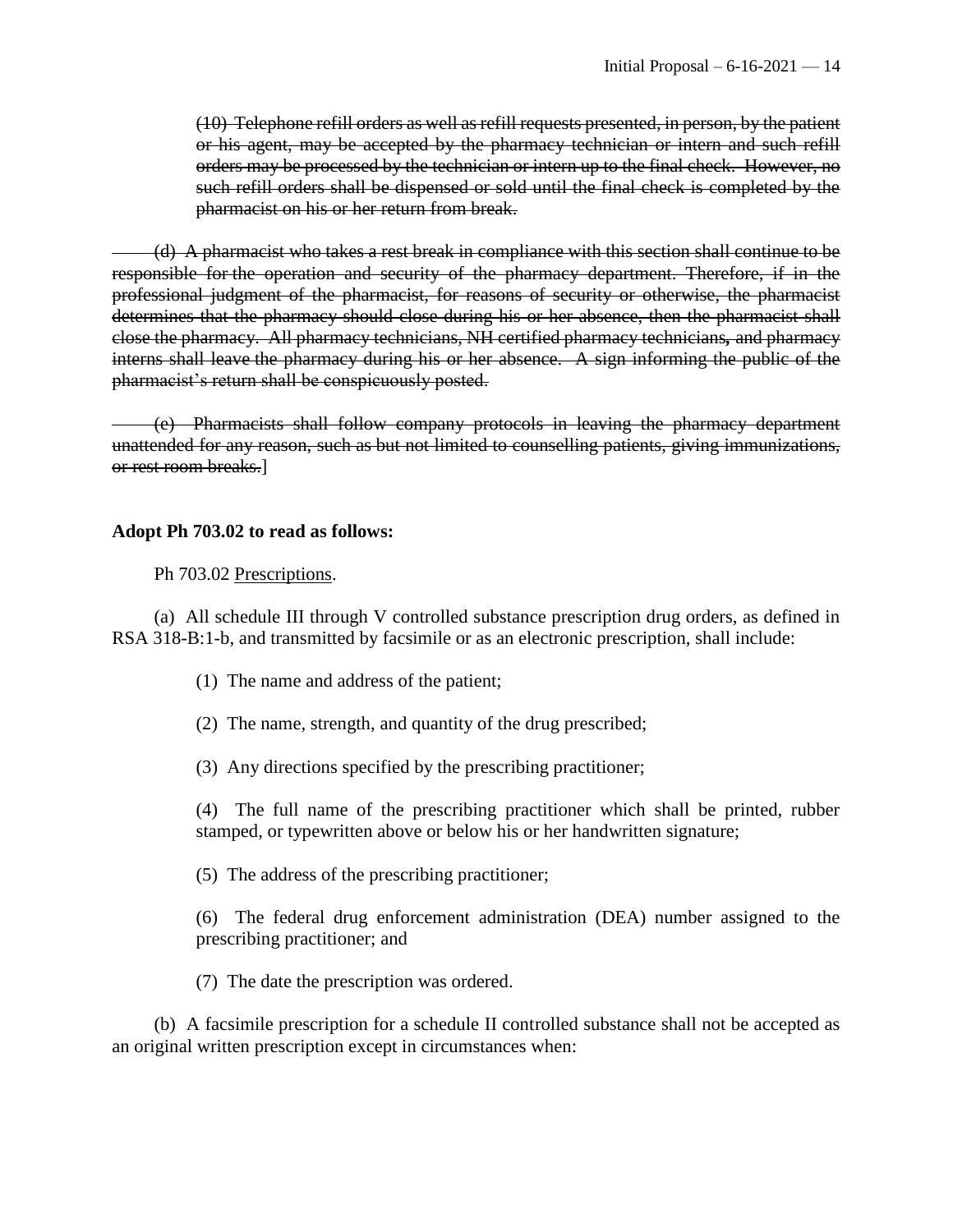~~(10) Telephone refill orders as well as refill requests presented, in person, by the patient or his agent, may be accepted by the pharmacy technician or intern and such refill orders may be processed by the technician or intern up to the final check. However, no such refill orders shall be dispensed or sold until the final check is completed by the pharmacist on his or her return from break.~~

~~(d) A pharmacist who takes a rest break in compliance with this section shall continue to be responsible for the operation and security of the pharmacy department. Therefore, if in the professional judgment of the pharmacist, for reasons of security or otherwise, the pharmacist determines that the pharmacy should close during his or her absence, then the pharmacist shall close the pharmacy. All pharmacy technicians, NH certified pharmacy technicians, and pharmacy interns shall leave the pharmacy during his or her absence. A sign informing the public of the pharmacist's return shall be conspicuously posted.~~

~~(e) Pharmacists shall follow company protocols in leaving the pharmacy department unattended for any reason, such as but not limited to counselling patients, giving immunizations, or rest room breaks.~~]

**Adopt Ph 703.02 to read as follows:**

Ph 703.02 Prescriptions.

(a) All schedule III through V controlled substance prescription drug orders, as defined in RSA 318-B:1-b, and transmitted by facsimile or as an electronic prescription, shall include:

(1) The name and address of the patient;

(2) The name, strength, and quantity of the drug prescribed;

(3) Any directions specified by the prescribing practitioner;

(4) The full name of the prescribing practitioner which shall be printed, rubber stamped, or typewritten above or below his or her handwritten signature;

(5) The address of the prescribing practitioner;

(6) The federal drug enforcement administration (DEA) number assigned to the prescribing practitioner; and

(7) The date the prescription was ordered.

(b) A facsimile prescription for a schedule II controlled substance shall not be accepted as an original written prescription except in circumstances when: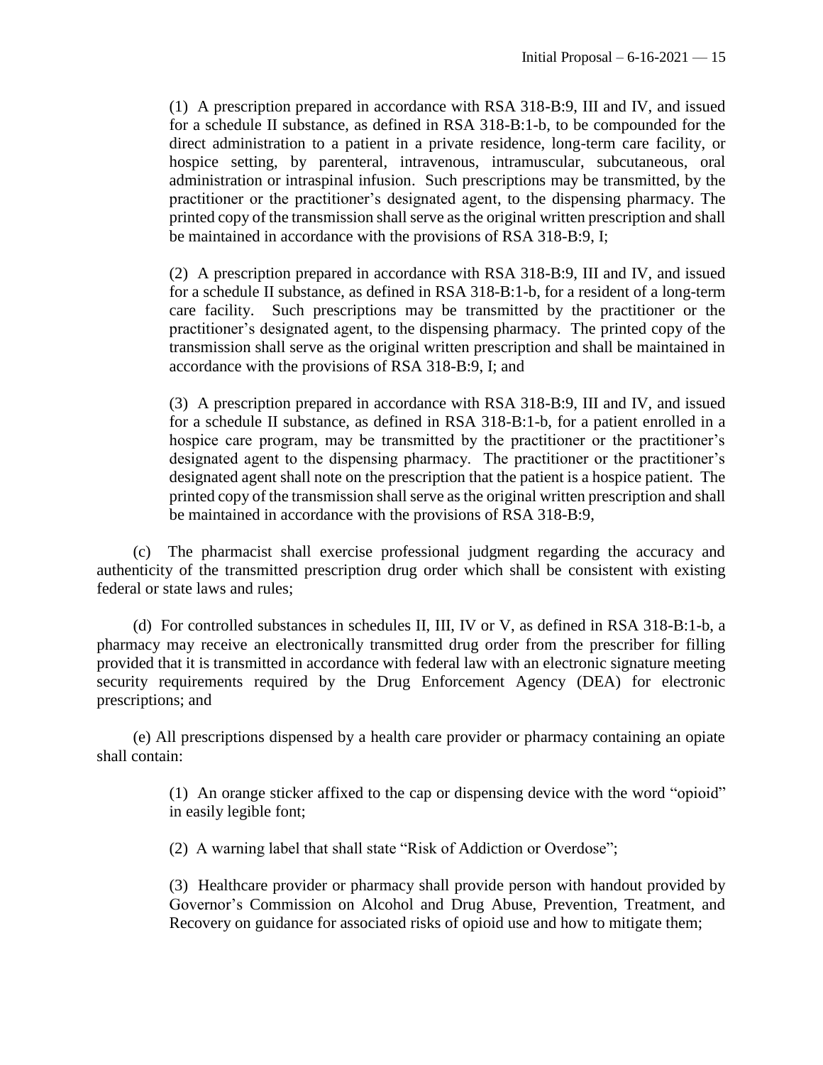(1) A prescription prepared in accordance with RSA 318-B:9, III and IV, and issued for a schedule II substance, as defined in RSA 318-B:1-b, to be compounded for the direct administration to a patient in a private residence, long-term care facility, or hospice setting, by parenteral, intravenous, intramuscular, subcutaneous, oral administration or intraspinal infusion. Such prescriptions may be transmitted, by the practitioner or the practitioner's designated agent, to the dispensing pharmacy. The printed copy of the transmission shall serve as the original written prescription and shall be maintained in accordance with the provisions of RSA 318-B:9, I;

(2) A prescription prepared in accordance with RSA 318-B:9, III and IV, and issued for a schedule II substance, as defined in RSA 318-B:1-b, for a resident of a long-term care facility. Such prescriptions may be transmitted by the practitioner or the practitioner's designated agent, to the dispensing pharmacy. The printed copy of the transmission shall serve as the original written prescription and shall be maintained in accordance with the provisions of RSA 318-B:9, I; and

(3) A prescription prepared in accordance with RSA 318-B:9, III and IV, and issued for a schedule II substance, as defined in RSA 318-B:1-b, for a patient enrolled in a hospice care program, may be transmitted by the practitioner or the practitioner's designated agent to the dispensing pharmacy. The practitioner or the practitioner's designated agent shall note on the prescription that the patient is a hospice patient. The printed copy of the transmission shall serve as the original written prescription and shall be maintained in accordance with the provisions of RSA 318-B:9,

(c) The pharmacist shall exercise professional judgment regarding the accuracy and authenticity of the transmitted prescription drug order which shall be consistent with existing federal or state laws and rules;

(d) For controlled substances in schedules II, III, IV or V, as defined in RSA 318-B:1-b, a pharmacy may receive an electronically transmitted drug order from the prescriber for filling provided that it is transmitted in accordance with federal law with an electronic signature meeting security requirements required by the Drug Enforcement Agency (DEA) for electronic prescriptions; and

(e) All prescriptions dispensed by a health care provider or pharmacy containing an opiate shall contain:

(1) An orange sticker affixed to the cap or dispensing device with the word "opioid" in easily legible font;

(2) A warning label that shall state "Risk of Addiction or Overdose";

(3) Healthcare provider or pharmacy shall provide person with handout provided by Governor's Commission on Alcohol and Drug Abuse, Prevention, Treatment, and Recovery on guidance for associated risks of opioid use and how to mitigate them;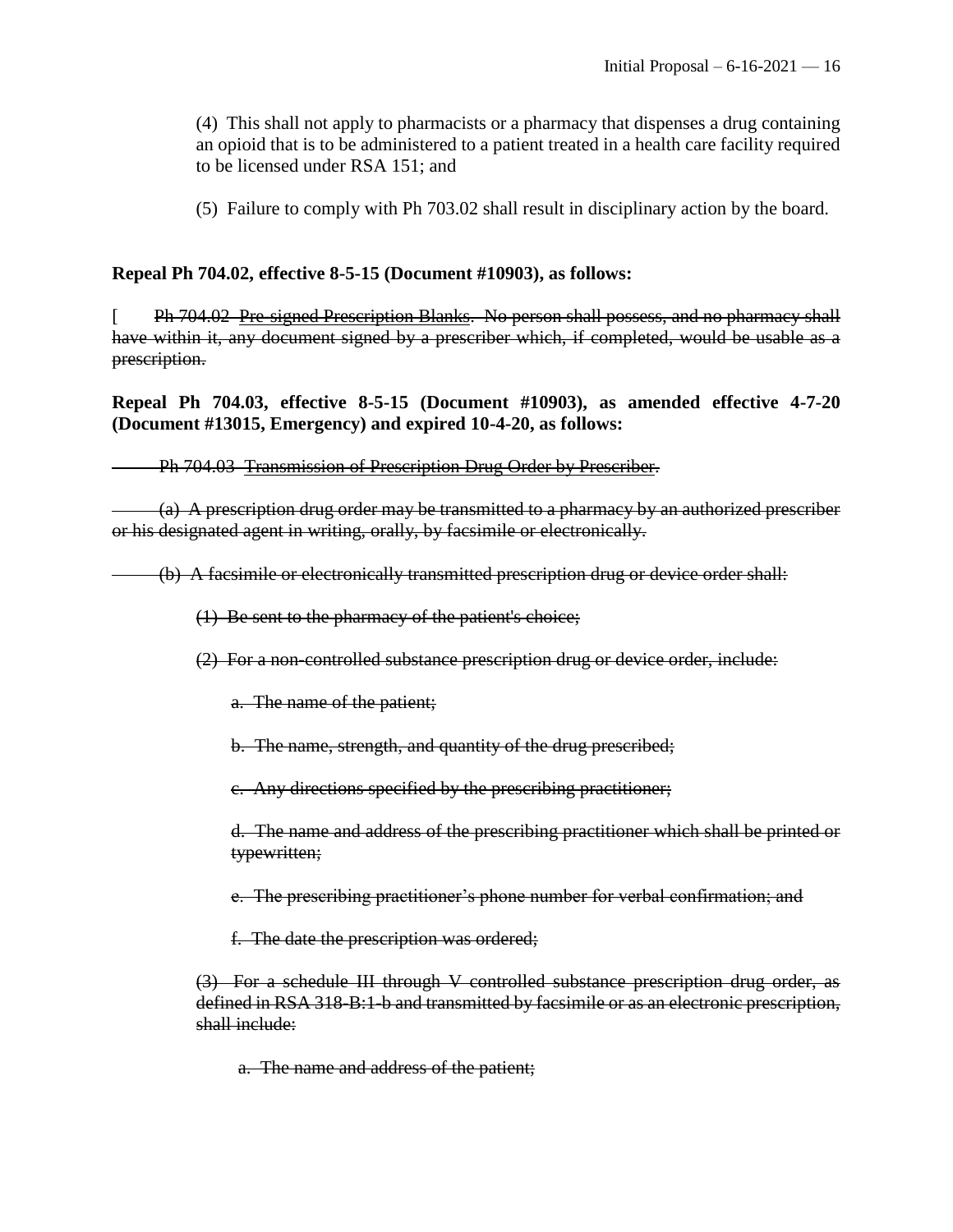(4) This shall not apply to pharmacists or a pharmacy that dispenses a drug containing an opioid that is to be administered to a patient treated in a health care facility required to be licensed under RSA 151; and

(5) Failure to comply with Ph 703.02 shall result in disciplinary action by the board.

**Repeal Ph 704.02, effective 8-5-15 (Document #10903), as follows:**

[ ~~Ph 704.02 Pre-signed Prescription Blanks. No person shall possess, and no pharmacy shall have within it, any document signed by a prescriber which, if completed, would be usable as a prescription.~~

**Repeal Ph 704.03, effective 8-5-15 (Document #10903), as amended effective 4-7-20 (Document #13015, Emergency) and expired 10-4-20, as follows:**

~~Ph 704.03 Transmission of Prescription Drug Order by Prescriber.~~

~~(a) A prescription drug order may be transmitted to a pharmacy by an authorized prescriber or his designated agent in writing, orally, by facsimile or electronically.~~

~~(b) A facsimile or electronically transmitted prescription drug or device order shall:~~

~~(1) Be sent to the pharmacy of the patient's choice;~~

~~(2) For a non-controlled substance prescription drug or device order, include:~~

~~a. The name of the patient;~~

~~b. The name, strength, and quantity of the drug prescribed;~~

~~c. Any directions specified by the prescribing practitioner;~~

~~d. The name and address of the prescribing practitioner which shall be printed or typewritten;~~

~~e. The prescribing practitioner's phone number for verbal confirmation; and~~

~~f. The date the prescription was ordered;~~

~~(3) For a schedule III through V controlled substance prescription drug order, as defined in RSA 318-B:1-b and transmitted by facsimile or as an electronic prescription, shall include:~~

~~a. The name and address of the patient;~~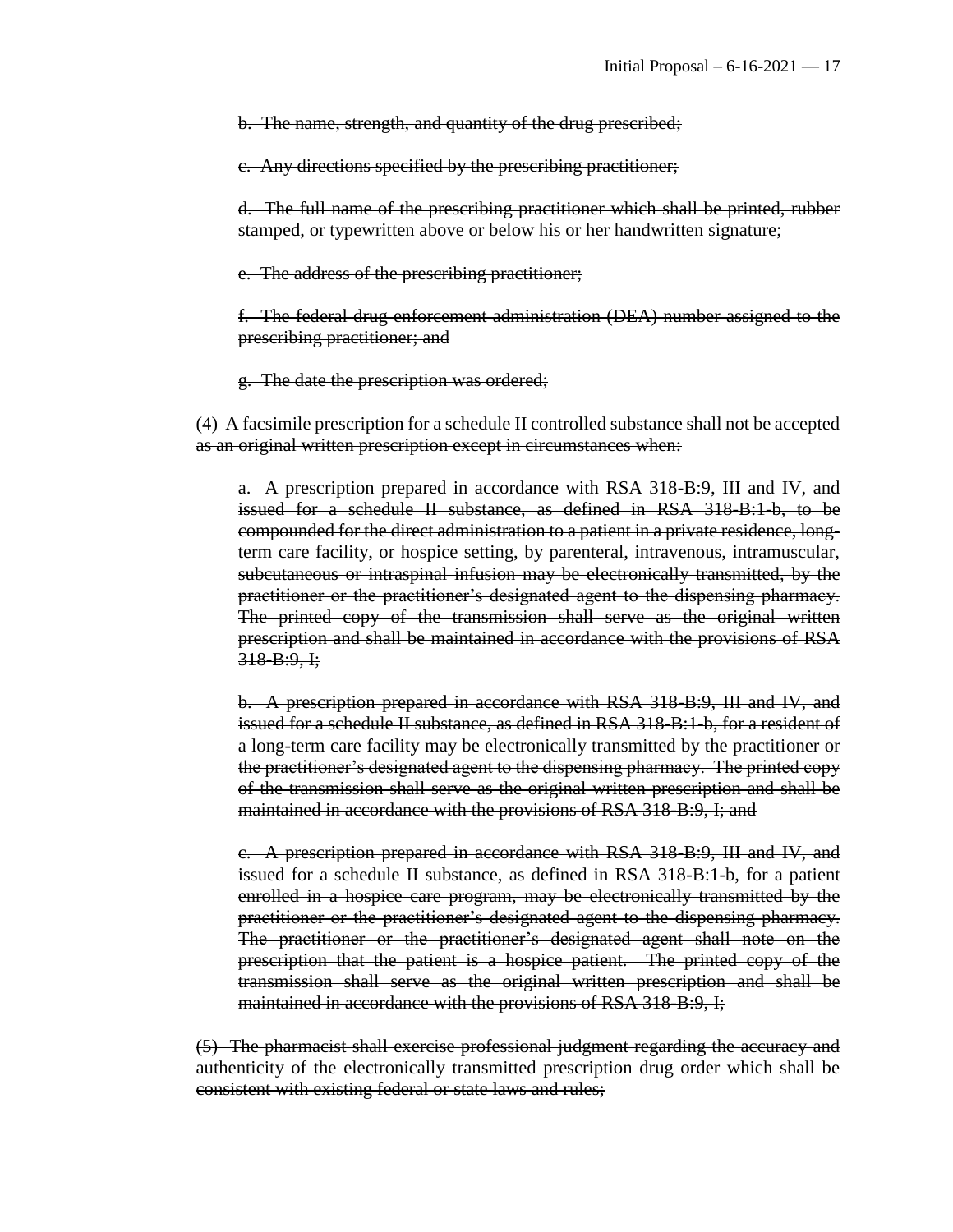~~b. The name, strength, and quantity of the drug prescribed;~~

~~c. Any directions specified by the prescribing practitioner;~~

~~d. The full name of the prescribing practitioner which shall be printed, rubber stamped, or typewritten above or below his or her handwritten signature;~~

~~e. The address of the prescribing practitioner;~~

~~f. The federal drug enforcement administration (DEA) number assigned to the prescribing practitioner; and~~

~~g. The date the prescription was ordered;~~

~~(4) A facsimile prescription for a schedule II controlled substance shall not be accepted as an original written prescription except in circumstances when:~~

~~a. A prescription prepared in accordance with RSA 318-B:9, III and IV, and issued for a schedule II substance, as defined in RSA 318-B:1-b, to be compounded for the direct administration to a patient in a private residence, long-term care facility, or hospice setting, by parenteral, intravenous, intramuscular, subcutaneous or intraspinal infusion may be electronically transmitted, by the practitioner or the practitioner's designated agent to the dispensing pharmacy. The printed copy of the transmission shall serve as the original written prescription and shall be maintained in accordance with the provisions of RSA 318-B:9, I;~~

~~b. A prescription prepared in accordance with RSA 318-B:9, III and IV, and issued for a schedule II substance, as defined in RSA 318-B:1-b, for a resident of a long-term care facility may be electronically transmitted by the practitioner or the practitioner's designated agent to the dispensing pharmacy. The printed copy of the transmission shall serve as the original written prescription and shall be maintained in accordance with the provisions of RSA 318-B:9, I; and~~

~~c. A prescription prepared in accordance with RSA 318-B:9, III and IV, and issued for a schedule II substance, as defined in RSA 318-B:1-b, for a patient enrolled in a hospice care program, may be electronically transmitted by the practitioner or the practitioner's designated agent to the dispensing pharmacy. The practitioner or the practitioner's designated agent shall note on the prescription that the patient is a hospice patient. The printed copy of the transmission shall serve as the original written prescription and shall be maintained in accordance with the provisions of RSA 318-B:9, I;~~

~~(5) The pharmacist shall exercise professional judgment regarding the accuracy and authenticity of the electronically transmitted prescription drug order which shall be consistent with existing federal or state laws and rules;~~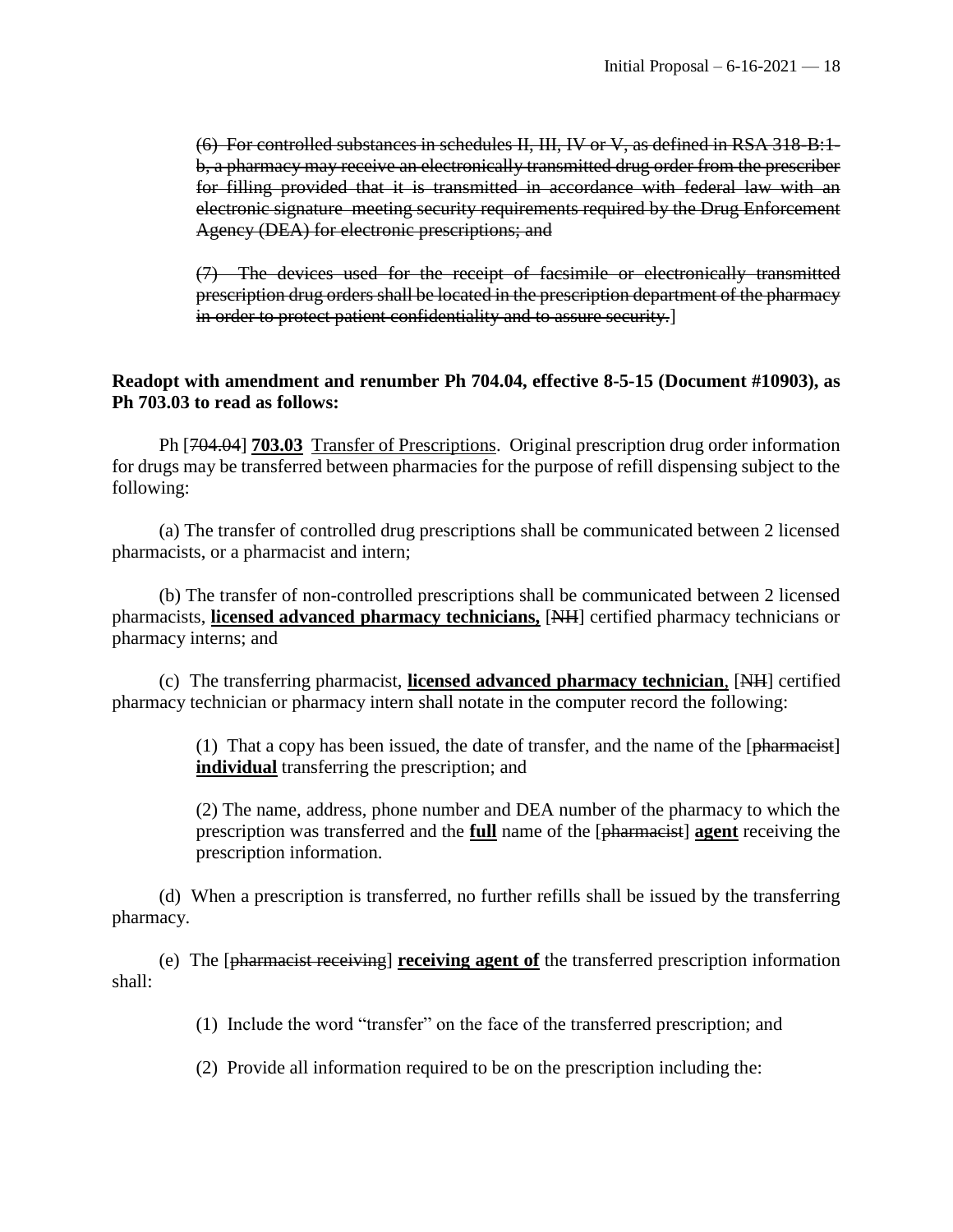~~(6) For controlled substances in schedules II, III, IV or V, as defined in RSA 318-B:1-b, a pharmacy may receive an electronically transmitted drug order from the prescriber for filling provided that it is transmitted in accordance with federal law with an electronic signature meeting security requirements required by the Drug Enforcement Agency (DEA) for electronic prescriptions; and~~

~~(7) The devices used for the receipt of facsimile or electronically transmitted prescription drug orders shall be located in the prescription department of the pharmacy in order to protect patient confidentiality and to assure security.~~]

**Readopt with amendment and renumber Ph 704.04, effective 8-5-15 (Document #10903), as Ph 703.03 to read as follows:**

Ph [~~704.04~~] **703.03** Transfer of Prescriptions. Original prescription drug order information for drugs may be transferred between pharmacies for the purpose of refill dispensing subject to the following:

(a) The transfer of controlled drug prescriptions shall be communicated between 2 licensed pharmacists, or a pharmacist and intern;

(b) The transfer of non-controlled prescriptions shall be communicated between 2 licensed pharmacists, **licensed advanced pharmacy technicians,** [~~NH~~] certified pharmacy technicians or pharmacy interns; and

(c) The transferring pharmacist, **licensed advanced pharmacy technician**, [~~NH~~] certified pharmacy technician or pharmacy intern shall notate in the computer record the following:

(1) That a copy has been issued, the date of transfer, and the name of the [~~pharmacist~~] **individual** transferring the prescription; and

(2) The name, address, phone number and DEA number of the pharmacy to which the prescription was transferred and the **full** name of the [~~pharmacist~~] **agent** receiving the prescription information.

(d) When a prescription is transferred, no further refills shall be issued by the transferring pharmacy.

(e) The [~~pharmacist receiving~~] **receiving agent of** the transferred prescription information shall:

(1) Include the word "transfer" on the face of the transferred prescription; and

(2) Provide all information required to be on the prescription including the: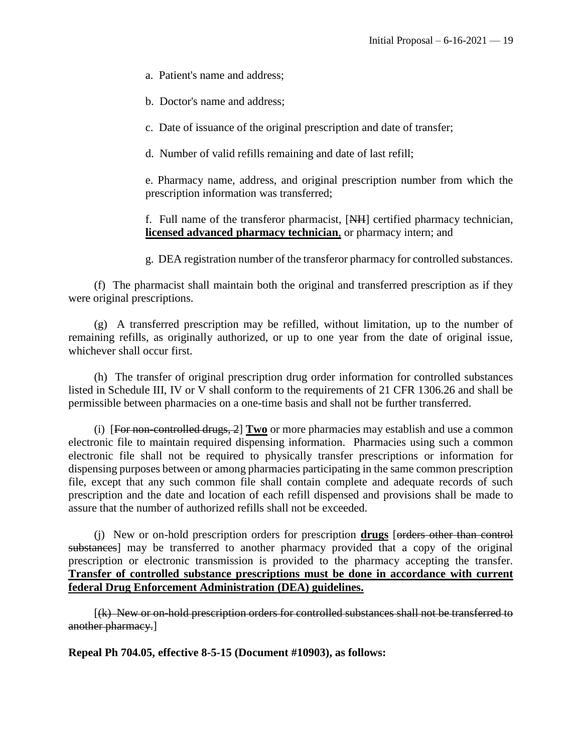a. Patient's name and address;

b. Doctor's name and address;

c. Date of issuance of the original prescription and date of transfer;

d. Number of valid refills remaining and date of last refill;

e. Pharmacy name, address, and original prescription number from which the prescription information was transferred;

f. Full name of the transferor pharmacist, [~~NH~~] certified pharmacy technician, **<u>licensed advanced pharmacy technician</u>**, or pharmacy intern; and

g. DEA registration number of the transferor pharmacy for controlled substances.

(f) The pharmacist shall maintain both the original and transferred prescription as if they were original prescriptions.

(g) A transferred prescription may be refilled, without limitation, up to the number of remaining refills, as originally authorized, or up to one year from the date of original issue, whichever shall occur first.

(h) The transfer of original prescription drug order information for controlled substances listed in Schedule III, IV or V shall conform to the requirements of 21 CFR 1306.26 and shall be permissible between pharmacies on a one-time basis and shall not be further transferred.

(i) [~~For non-controlled drugs, 2~~] **<u>Two</u>** or more pharmacies may establish and use a common electronic file to maintain required dispensing information. Pharmacies using such a common electronic file shall not be required to physically transfer prescriptions or information for dispensing purposes between or among pharmacies participating in the same common prescription file, except that any such common file shall contain complete and adequate records of such prescription and the date and location of each refill dispensed and provisions shall be made to assure that the number of authorized refills shall not be exceeded.

(j) New or on-hold prescription orders for prescription **<u>drugs</u>** [~~orders other than control substances~~] may be transferred to another pharmacy provided that a copy of the original prescription or electronic transmission is provided to the pharmacy accepting the transfer. **<u>Transfer of controlled substance prescriptions must be done in accordance with current federal Drug Enforcement Administration (DEA) guidelines.</u>**

[~~(k) New or on-hold prescription orders for controlled substances shall not be transferred to another pharmacy.~~]

**Repeal Ph 704.05, effective 8-5-15 (Document #10903), as follows:**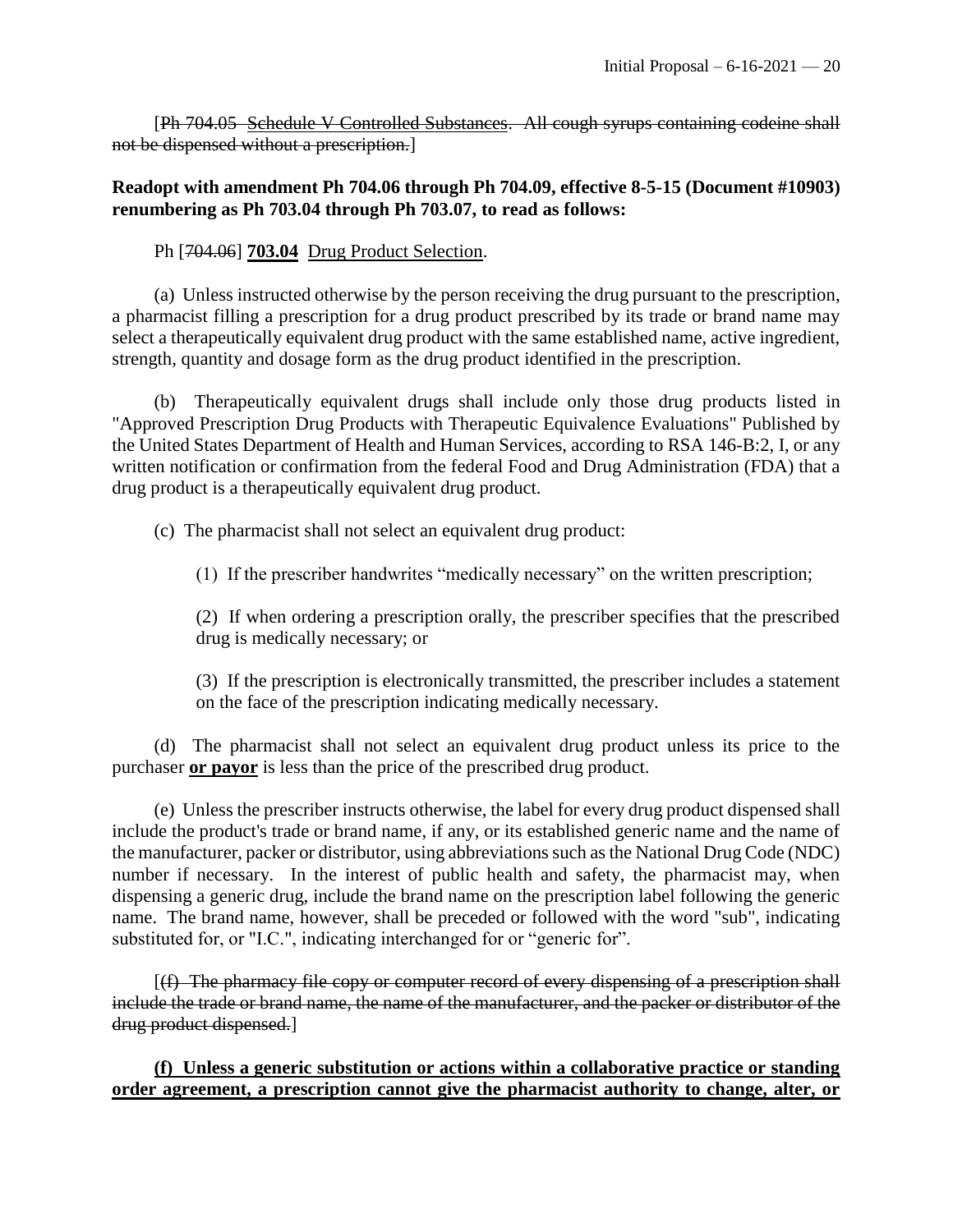[~~Ph 704.05 Schedule V Controlled Substances. All cough syrups containing codeine shall not be dispensed without a prescription.~~]

**Readopt with amendment Ph 704.06 through Ph 704.09, effective 8-5-15 (Document #10903) renumbering as Ph 703.04 through Ph 703.07, to read as follows:**

Ph [~~704.06~~] **703.04** Drug Product Selection.

(a) Unless instructed otherwise by the person receiving the drug pursuant to the prescription, a pharmacist filling a prescription for a drug product prescribed by its trade or brand name may select a therapeutically equivalent drug product with the same established name, active ingredient, strength, quantity and dosage form as the drug product identified in the prescription.

(b) Therapeutically equivalent drugs shall include only those drug products listed in "Approved Prescription Drug Products with Therapeutic Equivalence Evaluations" Published by the United States Department of Health and Human Services, according to RSA 146-B:2, I, or any written notification or confirmation from the federal Food and Drug Administration (FDA) that a drug product is a therapeutically equivalent drug product.

(c) The pharmacist shall not select an equivalent drug product:

(1) If the prescriber handwrites "medically necessary" on the written prescription;

(2) If when ordering a prescription orally, the prescriber specifies that the prescribed drug is medically necessary; or

(3) If the prescription is electronically transmitted, the prescriber includes a statement on the face of the prescription indicating medically necessary.

(d) The pharmacist shall not select an equivalent drug product unless its price to the purchaser **or payor** is less than the price of the prescribed drug product.

(e) Unless the prescriber instructs otherwise, the label for every drug product dispensed shall include the product's trade or brand name, if any, or its established generic name and the name of the manufacturer, packer or distributor, using abbreviations such as the National Drug Code (NDC) number if necessary. In the interest of public health and safety, the pharmacist may, when dispensing a generic drug, include the brand name on the prescription label following the generic name. The brand name, however, shall be preceded or followed with the word "sub", indicating substituted for, or "I.C.", indicating interchanged for or "generic for".

[~~(f) The pharmacy file copy or computer record of every dispensing of a prescription shall include the trade or brand name, the name of the manufacturer, and the packer or distributor of the drug product dispensed.~~]

**(f) Unless a generic substitution or actions within a collaborative practice or standing order agreement, a prescription cannot give the pharmacist authority to change, alter, or**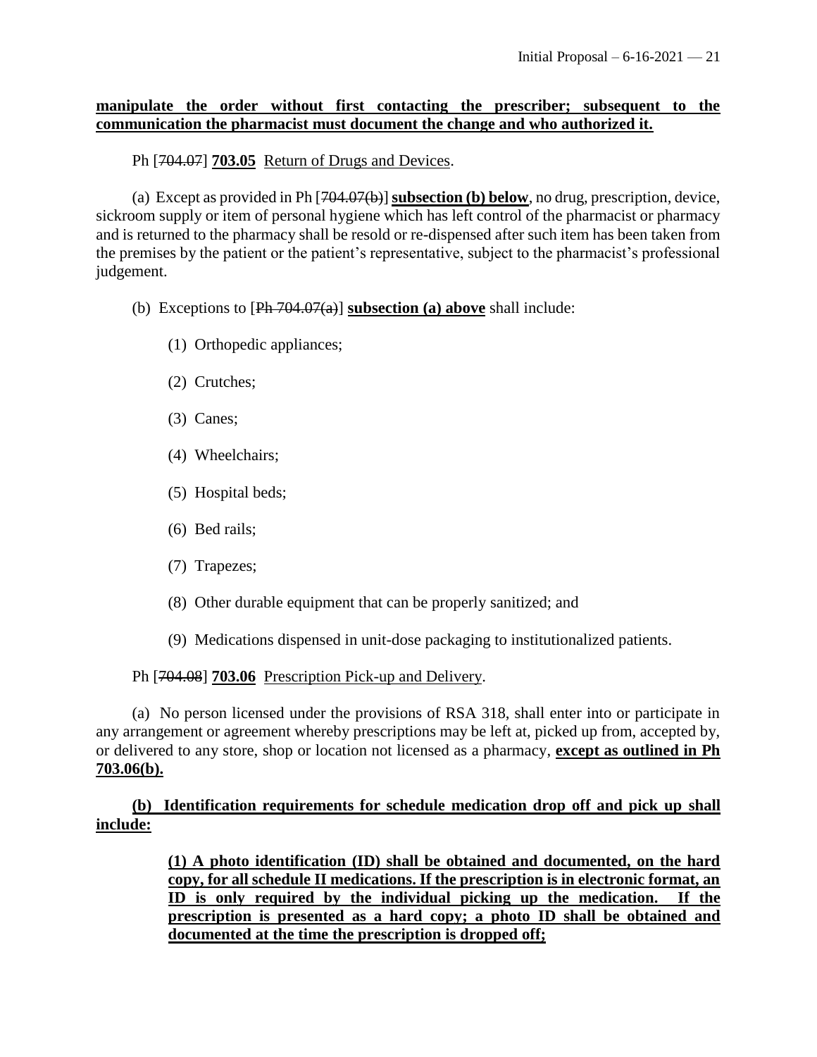**manipulate the order without first contacting the prescriber; subsequent to the communication the pharmacist must document the change and who authorized it.**

Ph [~~704.07~~] **703.05** Return of Drugs and Devices.

(a) Except as provided in Ph [~~704.07(b)~~] **subsection (b) below**, no drug, prescription, device, sickroom supply or item of personal hygiene which has left control of the pharmacist or pharmacy and is returned to the pharmacy shall be resold or re-dispensed after such item has been taken from the premises by the patient or the patient's representative, subject to the pharmacist's professional judgement.

(b) Exceptions to [~~Ph 704.07(a)~~] **subsection (a) above** shall include:

(1) Orthopedic appliances;

(2) Crutches;

(3) Canes;

(4) Wheelchairs;

(5) Hospital beds;

(6) Bed rails;

(7) Trapezes;

(8) Other durable equipment that can be properly sanitized; and

(9) Medications dispensed in unit-dose packaging to institutionalized patients.

Ph [~~704.08~~] **703.06** Prescription Pick-up and Delivery.

(a) No person licensed under the provisions of RSA 318, shall enter into or participate in any arrangement or agreement whereby prescriptions may be left at, picked up from, accepted by, or delivered to any store, shop or location not licensed as a pharmacy, **except as outlined in Ph 703.06(b).**

**(b) Identification requirements for schedule medication drop off and pick up shall include:**

**(1) A photo identification (ID) shall be obtained and documented, on the hard copy, for all schedule II medications. If the prescription is in electronic format, an ID is only required by the individual picking up the medication. If the prescription is presented as a hard copy; a photo ID shall be obtained and documented at the time the prescription is dropped off;**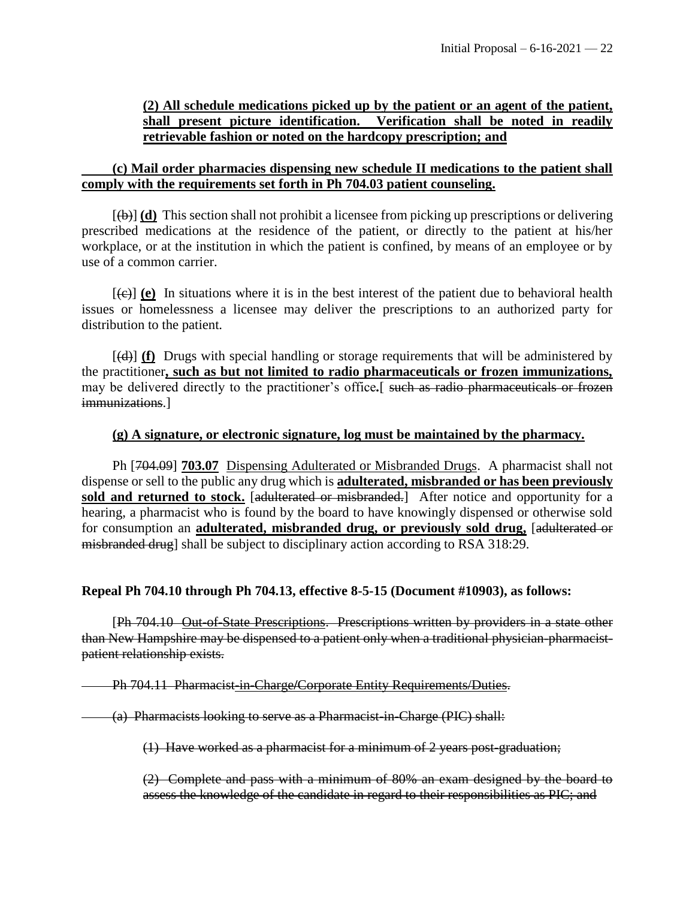**(2) All schedule medications picked up by the patient or an agent of the patient, shall present picture identification. Verification shall be noted in readily retrievable fashion or noted on the hardcopy prescription; and**

**(c) Mail order pharmacies dispensing new schedule II medications to the patient shall comply with the requirements set forth in Ph 704.03 patient counseling.**

[~~(b)~~] **(d)** This section shall not prohibit a licensee from picking up prescriptions or delivering prescribed medications at the residence of the patient, or directly to the patient at his/her workplace, or at the institution in which the patient is confined, by means of an employee or by use of a common carrier.

[~~(c)~~] **(e)** In situations where it is in the best interest of the patient due to behavioral health issues or homelessness a licensee may deliver the prescriptions to an authorized party for distribution to the patient.

[~~(d)~~] **(f)** Drugs with special handling or storage requirements that will be administered by the practitioner**, such as but not limited to radio pharmaceuticals or frozen immunizations,** may be delivered directly to the practitioner's office**.**[ ~~such as radio pharmaceuticals or frozen immunizations~~.]

**(g) A signature, or electronic signature, log must be maintained by the pharmacy.**

Ph [~~704.09~~] **703.07** Dispensing Adulterated or Misbranded Drugs. A pharmacist shall not dispense or sell to the public any drug which is **adulterated, misbranded or has been previously sold and returned to stock.** [~~adulterated or misbranded.~~] After notice and opportunity for a hearing, a pharmacist who is found by the board to have knowingly dispensed or otherwise sold for consumption an **adulterated, misbranded drug, or previously sold drug,** [~~adulterated or misbranded drug~~] shall be subject to disciplinary action according to RSA 318:29.

**Repeal Ph 704.10 through Ph 704.13, effective 8-5-15 (Document #10903), as follows:**

[~~Ph 704.10 Out-of-State Prescriptions. Prescriptions written by providers in a state other than New Hampshire may be dispensed to a patient only when a traditional physician-pharmacist-patient relationship exists.~~

~~Ph 704.11 Pharmacist-in-Charge/Corporate Entity Requirements/Duties.~~

~~(a) Pharmacists looking to serve as a Pharmacist-in-Charge (PIC) shall:~~

~~(1) Have worked as a pharmacist for a minimum of 2 years post-graduation;~~

~~(2) Complete and pass with a minimum of 80% an exam designed by the board to assess the knowledge of the candidate in regard to their responsibilities as PIC; and~~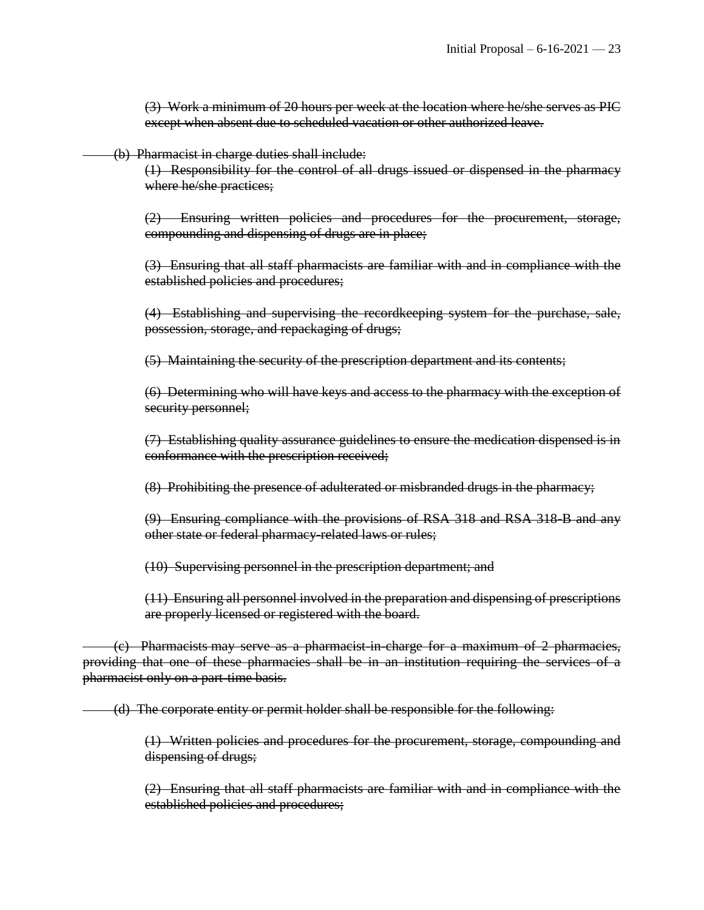~~(3) Work a minimum of 20 hours per week at the location where he/she serves as PIC except when absent due to scheduled vacation or other authorized leave.~~

~~(b) Pharmacist in charge duties shall include:~~

~~(1) Responsibility for the control of all drugs issued or dispensed in the pharmacy where he/she practices;~~

~~(2) Ensuring written policies and procedures for the procurement, storage, compounding and dispensing of drugs are in place;~~

~~(3) Ensuring that all staff pharmacists are familiar with and in compliance with the established policies and procedures;~~

~~(4) Establishing and supervising the recordkeeping system for the purchase, sale, possession, storage, and repackaging of drugs;~~

~~(5) Maintaining the security of the prescription department and its contents;~~

~~(6) Determining who will have keys and access to the pharmacy with the exception of security personnel;~~

~~(7) Establishing quality assurance guidelines to ensure the medication dispensed is in conformance with the prescription received;~~

~~(8) Prohibiting the presence of adulterated or misbranded drugs in the pharmacy;~~

~~(9) Ensuring compliance with the provisions of RSA 318 and RSA 318-B and any other state or federal pharmacy-related laws or rules;~~

~~(10) Supervising personnel in the prescription department; and~~

~~(11) Ensuring all personnel involved in the preparation and dispensing of prescriptions are properly licensed or registered with the board.~~

~~(c) Pharmacists may serve as a pharmacist-in-charge for a maximum of 2 pharmacies, providing that one of these pharmacies shall be in an institution requiring the services of a pharmacist only on a part-time basis.~~

~~(d) The corporate entity or permit holder shall be responsible for the following:~~

~~(1) Written policies and procedures for the procurement, storage, compounding and dispensing of drugs;~~

~~(2) Ensuring that all staff pharmacists are familiar with and in compliance with the established policies and procedures;~~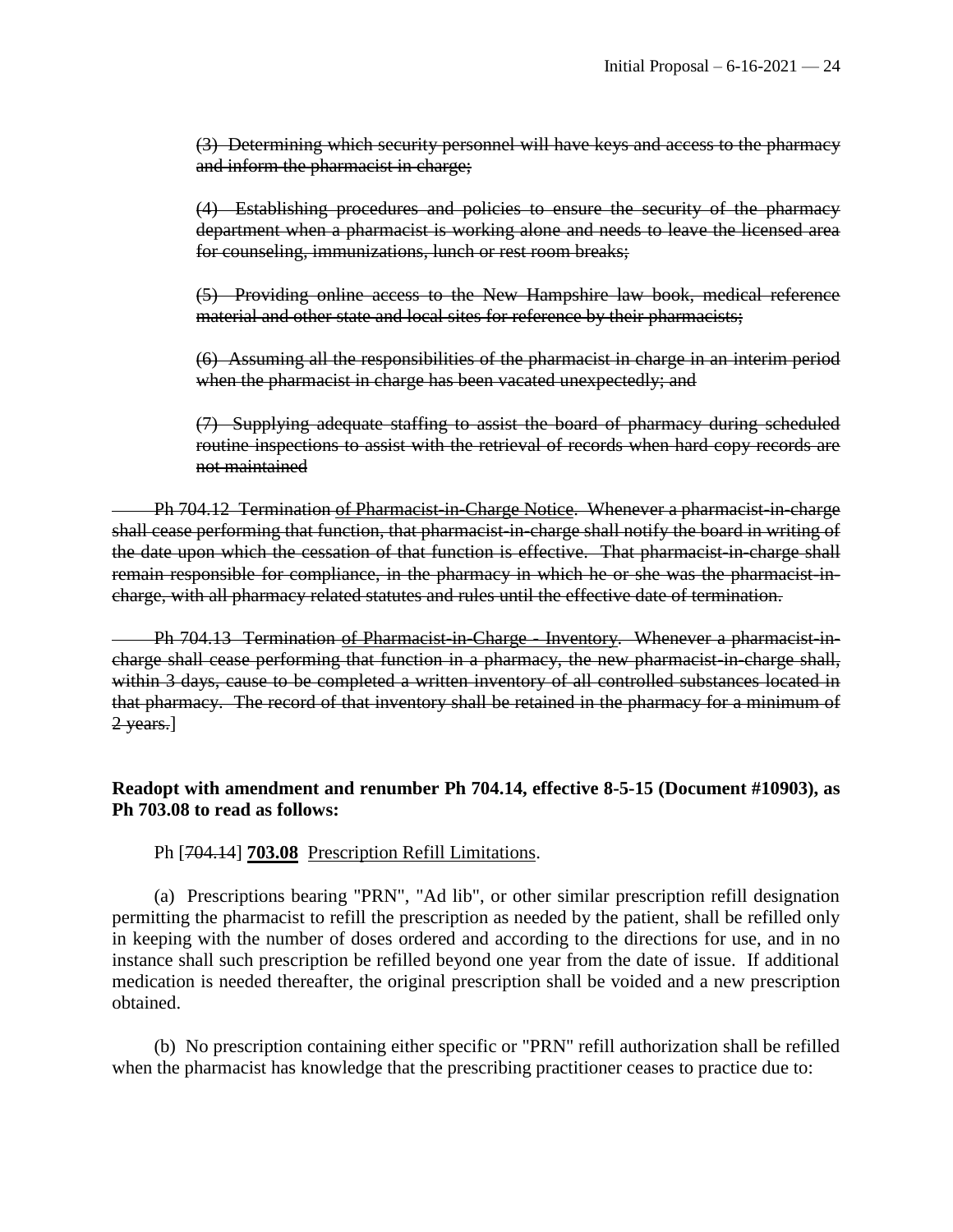~~(3) Determining which security personnel will have keys and access to the pharmacy and inform the pharmacist in charge;~~

~~(4) Establishing procedures and policies to ensure the security of the pharmacy department when a pharmacist is working alone and needs to leave the licensed area for counseling, immunizations, lunch or rest room breaks;~~

~~(5) Providing online access to the New Hampshire law book, medical reference material and other state and local sites for reference by their pharmacists;~~

~~(6) Assuming all the responsibilities of the pharmacist in charge in an interim period when the pharmacist in charge has been vacated unexpectedly; and~~

~~(7) Supplying adequate staffing to assist the board of pharmacy during scheduled routine inspections to assist with the retrieval of records when hard copy records are not maintained~~

~~Ph 704.12 Termination of Pharmacist-in-Charge Notice. Whenever a pharmacist-in-charge shall cease performing that function, that pharmacist-in-charge shall notify the board in writing of the date upon which the cessation of that function is effective. That pharmacist-in-charge shall remain responsible for compliance, in the pharmacy in which he or she was the pharmacist-in-charge, with all pharmacy related statutes and rules until the effective date of termination.~~

~~Ph 704.13 Termination of Pharmacist-in-Charge - Inventory. Whenever a pharmacist-in-charge shall cease performing that function in a pharmacy, the new pharmacist-in-charge shall, within 3 days, cause to be completed a written inventory of all controlled substances located in that pharmacy. The record of that inventory shall be retained in the pharmacy for a minimum of 2 years.~~]

**Readopt with amendment and renumber Ph 704.14, effective 8-5-15 (Document #10903), as Ph 703.08 to read as follows:**

Ph [~~704.14~~] **703.08** Prescription Refill Limitations.

(a) Prescriptions bearing "PRN", "Ad lib", or other similar prescription refill designation permitting the pharmacist to refill the prescription as needed by the patient, shall be refilled only in keeping with the number of doses ordered and according to the directions for use, and in no instance shall such prescription be refilled beyond one year from the date of issue. If additional medication is needed thereafter, the original prescription shall be voided and a new prescription obtained.

(b) No prescription containing either specific or "PRN" refill authorization shall be refilled when the pharmacist has knowledge that the prescribing practitioner ceases to practice due to: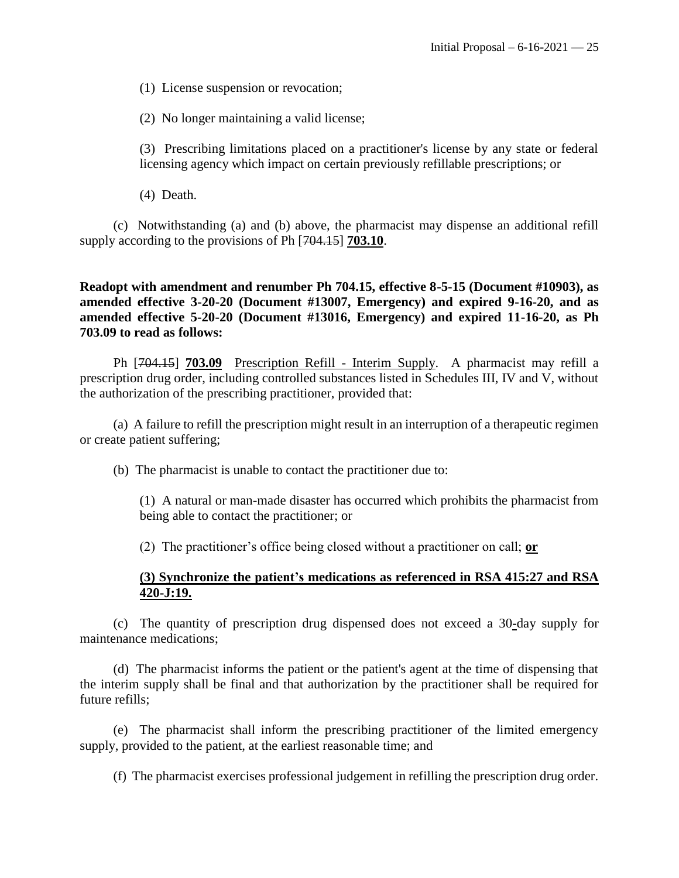(1) License suspension or revocation;

(2) No longer maintaining a valid license;

(3) Prescribing limitations placed on a practitioner's license by any state or federal licensing agency which impact on certain previously refillable prescriptions; or

(4) Death.

(c) Notwithstanding (a) and (b) above, the pharmacist may dispense an additional refill supply according to the provisions of Ph [~~704.15~~] **<u>703.10</u>**.

**Readopt with amendment and renumber Ph 704.15, effective 8-5-15 (Document #10903), as amended effective 3-20-20 (Document #13007, Emergency) and expired 9-16-20, and as amended effective 5-20-20 (Document #13016, Emergency) and expired 11-16-20, as Ph 703.09 to read as follows:**

Ph [~~704.15~~] **<u>703.09</u>** <u>Prescription Refill - Interim Supply</u>. A pharmacist may refill a prescription drug order, including controlled substances listed in Schedules III, IV and V, without the authorization of the prescribing practitioner, provided that:

(a) A failure to refill the prescription might result in an interruption of a therapeutic regimen or create patient suffering;

(b) The pharmacist is unable to contact the practitioner due to:

(1) A natural or man-made disaster has occurred which prohibits the pharmacist from being able to contact the practitioner; or

(2) The practitioner's office being closed without a practitioner on call; **<u>or</u>**

**<u>(3) Synchronize the patient's medications as referenced in RSA 415:27 and RSA 420-J:19.</u>**

(c) The quantity of prescription drug dispensed does not exceed a 30**-**day supply for maintenance medications;

(d) The pharmacist informs the patient or the patient's agent at the time of dispensing that the interim supply shall be final and that authorization by the practitioner shall be required for future refills;

(e) The pharmacist shall inform the prescribing practitioner of the limited emergency supply, provided to the patient, at the earliest reasonable time; and

(f) The pharmacist exercises professional judgement in refilling the prescription drug order.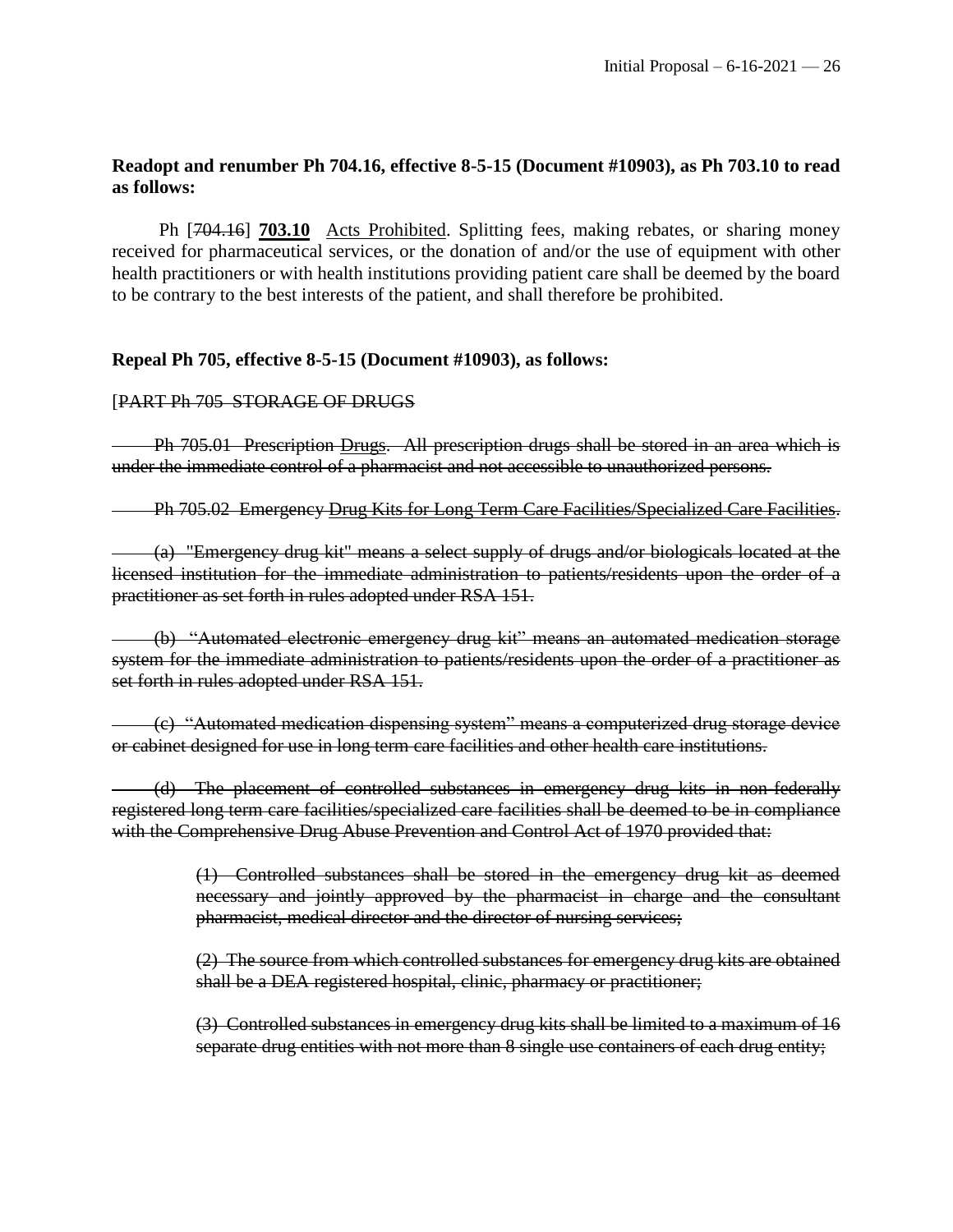**Readopt and renumber Ph 704.16, effective 8-5-15 (Document #10903), as Ph 703.10 to read as follows:**

Ph [~~704.16~~] **703.10** Acts Prohibited. Splitting fees, making rebates, or sharing money received for pharmaceutical services, or the donation of and/or the use of equipment with other health practitioners or with health institutions providing patient care shall be deemed by the board to be contrary to the best interests of the patient, and shall therefore be prohibited.

**Repeal Ph 705, effective 8-5-15 (Document #10903), as follows:**

[~~PART Ph 705 STORAGE OF DRUGS~~

~~Ph 705.01 Prescription Drugs. All prescription drugs shall be stored in an area which is under the immediate control of a pharmacist and not accessible to unauthorized persons.~~

~~Ph 705.02 Emergency Drug Kits for Long Term Care Facilities/Specialized Care Facilities.~~

~~(a) "Emergency drug kit" means a select supply of drugs and/or biologicals located at the licensed institution for the immediate administration to patients/residents upon the order of a practitioner as set forth in rules adopted under RSA 151.~~

~~(b) "Automated electronic emergency drug kit" means an automated medication storage system for the immediate administration to patients/residents upon the order of a practitioner as set forth in rules adopted under RSA 151.~~

~~(c) "Automated medication dispensing system" means a computerized drug storage device or cabinet designed for use in long term care facilities and other health care institutions.~~

~~(d) The placement of controlled substances in emergency drug kits in non-federally registered long term care facilities/specialized care facilities shall be deemed to be in compliance with the Comprehensive Drug Abuse Prevention and Control Act of 1970 provided that:~~

> ~~(1) Controlled substances shall be stored in the emergency drug kit as deemed necessary and jointly approved by the pharmacist in charge and the consultant pharmacist, medical director and the director of nursing services;~~
>
> ~~(2) The source from which controlled substances for emergency drug kits are obtained shall be a DEA registered hospital, clinic, pharmacy or practitioner;~~
>
> ~~(3) Controlled substances in emergency drug kits shall be limited to a maximum of 16 separate drug entities with not more than 8 single use containers of each drug entity;~~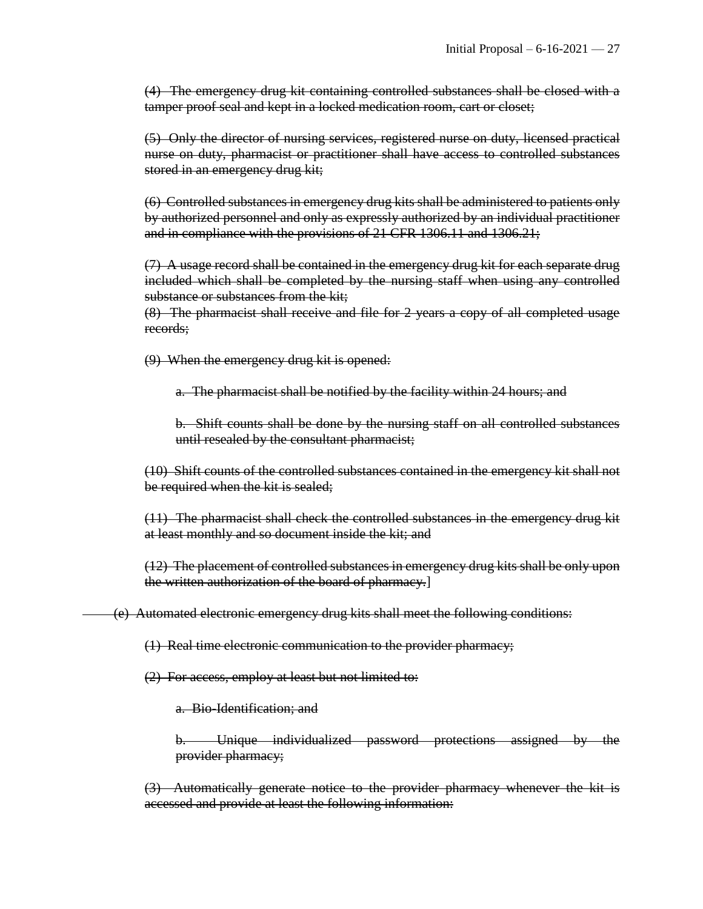~~(4) The emergency drug kit containing controlled substances shall be closed with a tamper proof seal and kept in a locked medication room, cart or closet;~~

~~(5) Only the director of nursing services, registered nurse on duty, licensed practical nurse on duty, pharmacist or practitioner shall have access to controlled substances stored in an emergency drug kit;~~

~~(6) Controlled substances in emergency drug kits shall be administered to patients only by authorized personnel and only as expressly authorized by an individual practitioner and in compliance with the provisions of 21 CFR 1306.11 and 1306.21;~~

~~(7) A usage record shall be contained in the emergency drug kit for each separate drug included which shall be completed by the nursing staff when using any controlled substance or substances from the kit;~~

~~(8) The pharmacist shall receive and file for 2 years a copy of all completed usage records;~~

~~(9) When the emergency drug kit is opened:~~

~~a. The pharmacist shall be notified by the facility within 24 hours; and~~

~~b. Shift counts shall be done by the nursing staff on all controlled substances until resealed by the consultant pharmacist;~~

~~(10) Shift counts of the controlled substances contained in the emergency kit shall not be required when the kit is sealed;~~

~~(11) The pharmacist shall check the controlled substances in the emergency drug kit at least monthly and so document inside the kit; and~~

~~(12) The placement of controlled substances in emergency drug kits shall be only upon the written authorization of the board of pharmacy.~~]

~~(e) Automated electronic emergency drug kits shall meet the following conditions:~~

~~(1) Real time electronic communication to the provider pharmacy;~~

~~(2) For access, employ at least but not limited to:~~

~~a. Bio-Identification; and~~

~~b. Unique individualized password protections assigned by the provider pharmacy;~~

~~(3) Automatically generate notice to the provider pharmacy whenever the kit is accessed and provide at least the following information:~~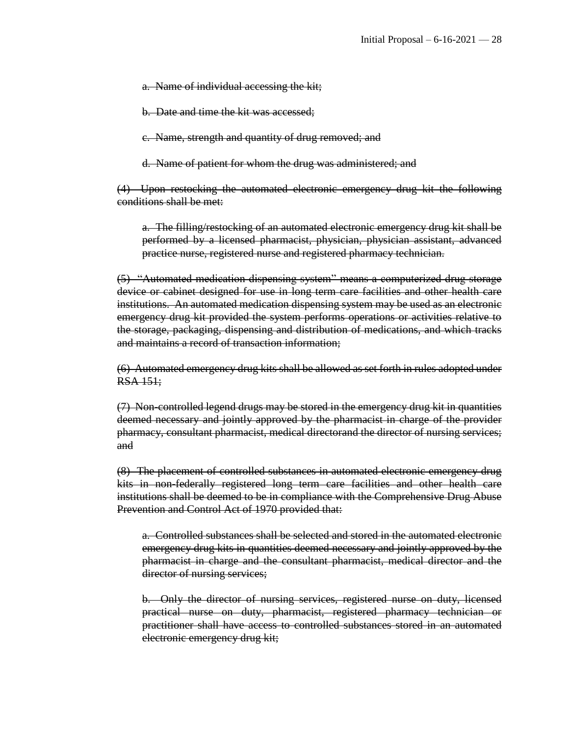~~a. Name of individual accessing the kit;~~

~~b. Date and time the kit was accessed;~~

~~c. Name, strength and quantity of drug removed; and~~

~~d. Name of patient for whom the drug was administered; and~~

~~(4) Upon restocking the automated electronic emergency drug kit the following conditions shall be met:~~

~~a. The filling/restocking of an automated electronic emergency drug kit shall be performed by a licensed pharmacist, physician, physician assistant, advanced practice nurse, registered nurse and registered pharmacy technician.~~

~~(5) "Automated medication dispensing system" means a computerized drug storage device or cabinet designed for use in long term care facilities and other health care institutions. An automated medication dispensing system may be used as an electronic emergency drug kit provided the system performs operations or activities relative to the storage, packaging, dispensing and distribution of medications, and which tracks and maintains a record of transaction information;~~

~~(6) Automated emergency drug kits shall be allowed as set forth in rules adopted under RSA 151;~~

~~(7) Non-controlled legend drugs may be stored in the emergency drug kit in quantities deemed necessary and jointly approved by the pharmacist in charge of the provider pharmacy, consultant pharmacist, medical directorand the director of nursing services; and~~

~~(8) The placement of controlled substances in automated electronic emergency drug kits in non-federally registered long term care facilities and other health care institutions shall be deemed to be in compliance with the Comprehensive Drug Abuse Prevention and Control Act of 1970 provided that:~~

~~a. Controlled substances shall be selected and stored in the automated electronic emergency drug kits in quantities deemed necessary and jointly approved by the pharmacist in charge and the consultant pharmacist, medical director and the director of nursing services;~~

~~b. Only the director of nursing services, registered nurse on duty, licensed practical nurse on duty, pharmacist, registered pharmacy technician or practitioner shall have access to controlled substances stored in an automated electronic emergency drug kit;~~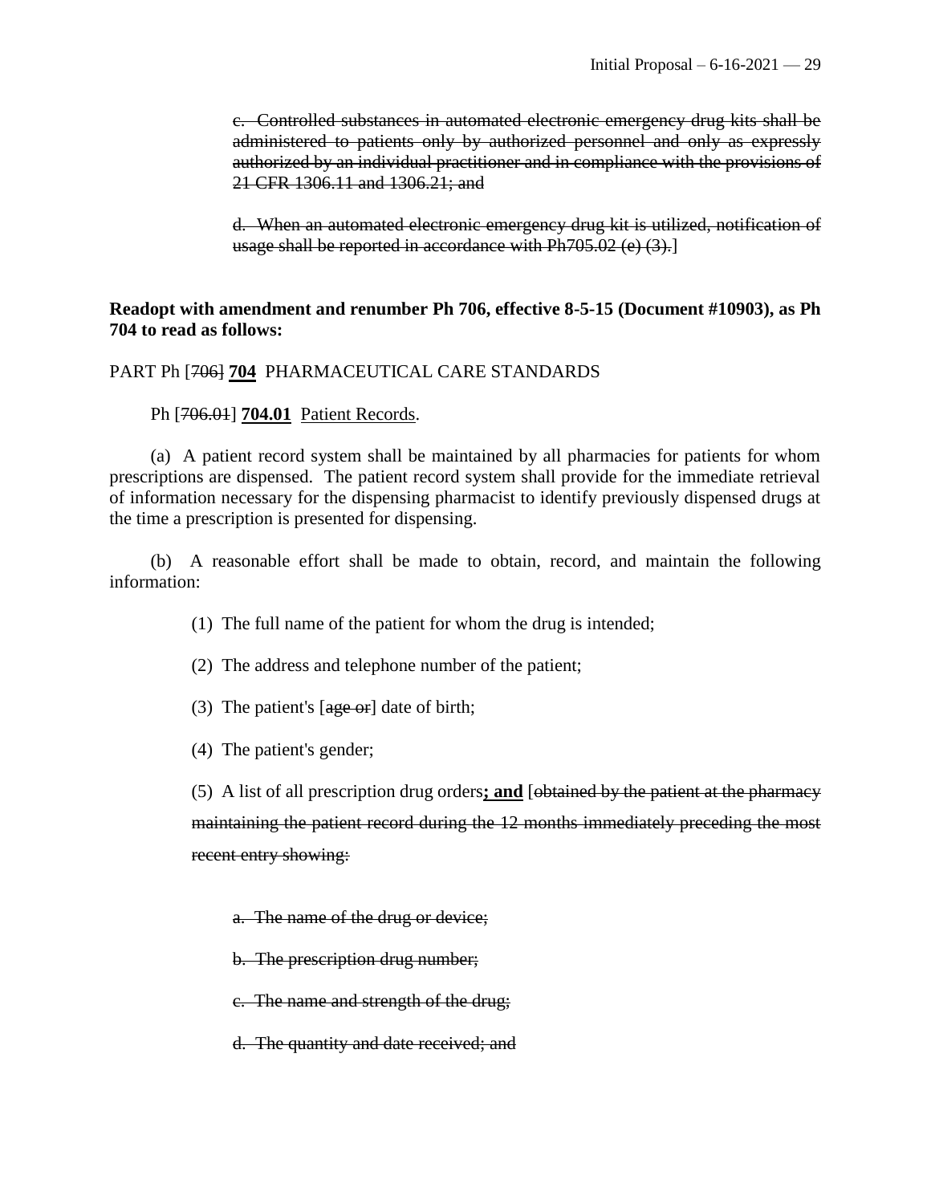~~c. Controlled substances in automated electronic emergency drug kits shall be administered to patients only by authorized personnel and only as expressly authorized by an individual practitioner and in compliance with the provisions of 21 CFR 1306.11 and 1306.21; and~~

~~d. When an automated electronic emergency drug kit is utilized, notification of usage shall be reported in accordance with Ph705.02 (e) (3).~~]

**Readopt with amendment and renumber Ph 706, effective 8-5-15 (Document #10903), as Ph 704 to read as follows:**

PART Ph [~~706~~] **<u>704</u>** PHARMACEUTICAL CARE STANDARDS

Ph [~~706.01~~] **<u>704.01</u>** <u>Patient Records</u>.

(a) A patient record system shall be maintained by all pharmacies for patients for whom prescriptions are dispensed. The patient record system shall provide for the immediate retrieval of information necessary for the dispensing pharmacist to identify previously dispensed drugs at the time a prescription is presented for dispensing.

(b) A reasonable effort shall be made to obtain, record, and maintain the following information:

(1) The full name of the patient for whom the drug is intended;

(2) The address and telephone number of the patient;

(3) The patient's [~~age or~~] date of birth;

(4) The patient's gender;

(5) A list of all prescription drug orders**<u>; and</u>** [~~obtained by the patient at the pharmacy maintaining the patient record during the 12 months immediately preceding the most recent entry showing:~~

~~a. The name of the drug or device;~~

~~b. The prescription drug number;~~

~~c. The name and strength of the drug;~~

~~d. The quantity and date received; and~~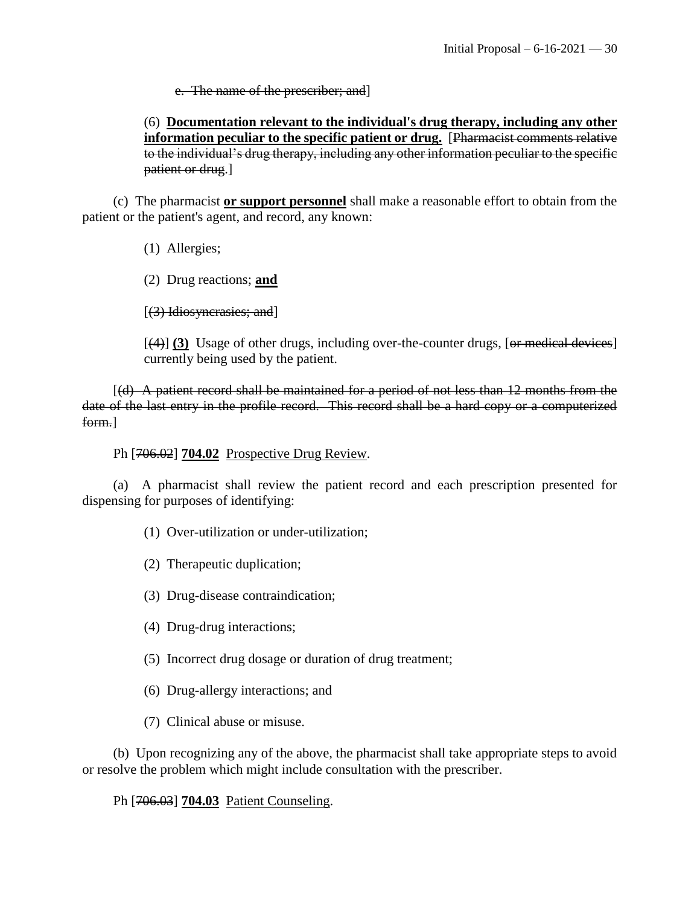e. ~~The name of the prescriber; and~~]

(6) **<u>Documentation relevant to the individual's drug therapy, including any other information peculiar to the specific patient or drug.</u>** [~~Pharmacist comments relative to the individual's drug therapy, including any other information peculiar to the specific patient or drug~~.]

(c) The pharmacist **<u>or support personnel</u>** shall make a reasonable effort to obtain from the patient or the patient's agent, and record, any known:

(1) Allergies;

(2) Drug reactions; **<u>and</u>**

[~~(3) Idiosyncrasies; and~~]

[~~(4)~~] **(3)** Usage of other drugs, including over-the-counter drugs, [~~or medical devices~~] currently being used by the patient.

[~~(d) A patient record shall be maintained for a period of not less than 12 months from the date of the last entry in the profile record. This record shall be a hard copy or a computerized form.~~]

Ph [~~706.02~~] **704.02** <u>Prospective Drug Review</u>.

(a) A pharmacist shall review the patient record and each prescription presented for dispensing for purposes of identifying:

(1) Over-utilization or under-utilization;

(2) Therapeutic duplication;

(3) Drug-disease contraindication;

(4) Drug-drug interactions;

(5) Incorrect drug dosage or duration of drug treatment;

(6) Drug-allergy interactions; and

(7) Clinical abuse or misuse.

(b) Upon recognizing any of the above, the pharmacist shall take appropriate steps to avoid or resolve the problem which might include consultation with the prescriber.

Ph [~~706.03~~] **704.03** <u>Patient Counseling</u>.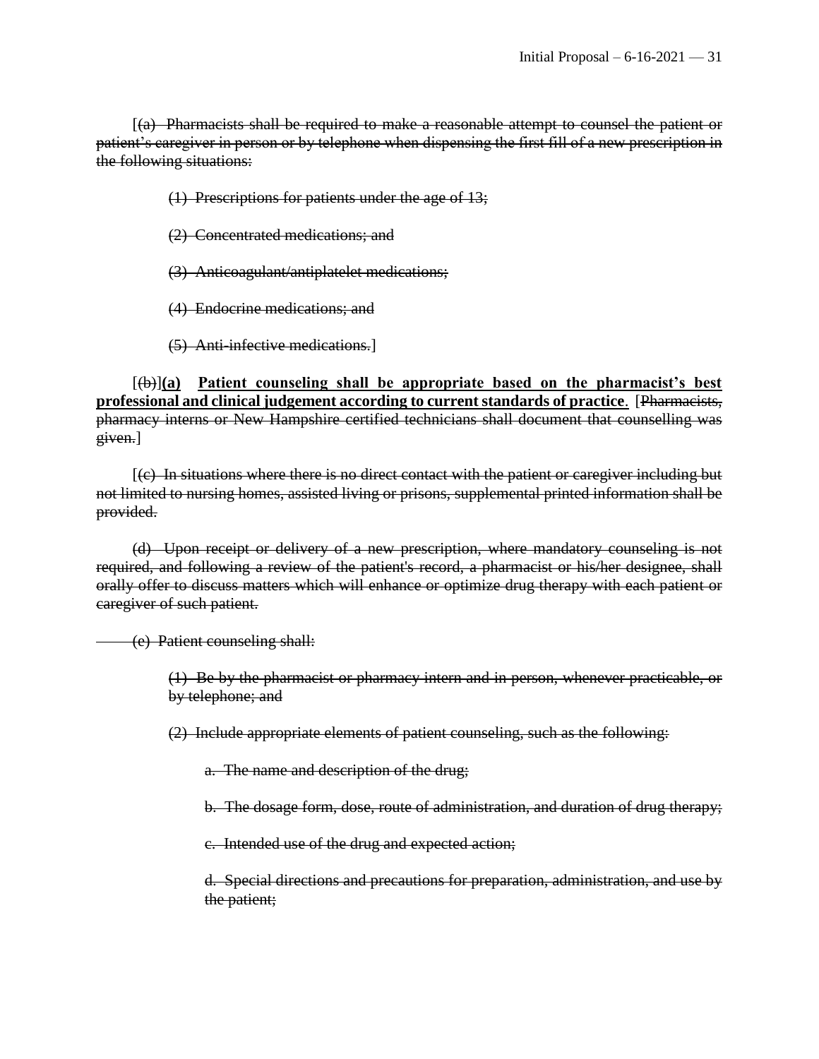[~~(a) Pharmacists shall be required to make a reasonable attempt to counsel the patient or patient's caregiver in person or by telephone when dispensing the first fill of a new prescription in the following situations:~~

~~(1) Prescriptions for patients under the age of 13;~~

~~(2) Concentrated medications; and~~

~~(3) Anticoagulant/antiplatelet medications;~~

~~(4) Endocrine medications; and~~

~~(5) Anti-infective medications.~~]

[~~(b)~~]**(a)** **<u>Patient counseling shall be appropriate based on the pharmacist's best professional and clinical judgement according to current standards of practice</u>**. [~~Pharmacists, pharmacy interns or New Hampshire certified technicians shall document that counselling was given.~~]

[~~(c) In situations where there is no direct contact with the patient or caregiver including but not limited to nursing homes, assisted living or prisons, supplemental printed information shall be provided.~~

~~(d) Upon receipt or delivery of a new prescription, where mandatory counseling is not required, and following a review of the patient's record, a pharmacist or his/her designee, shall orally offer to discuss matters which will enhance or optimize drug therapy with each patient or caregiver of such patient.~~

~~(e) Patient counseling shall:~~

~~(1) Be by the pharmacist or pharmacy intern and in person, whenever practicable, or by telephone; and~~

~~(2) Include appropriate elements of patient counseling, such as the following:~~

~~a. The name and description of the drug;~~

~~b. The dosage form, dose, route of administration, and duration of drug therapy;~~

~~c. Intended use of the drug and expected action;~~

~~d. Special directions and precautions for preparation, administration, and use by the patient;~~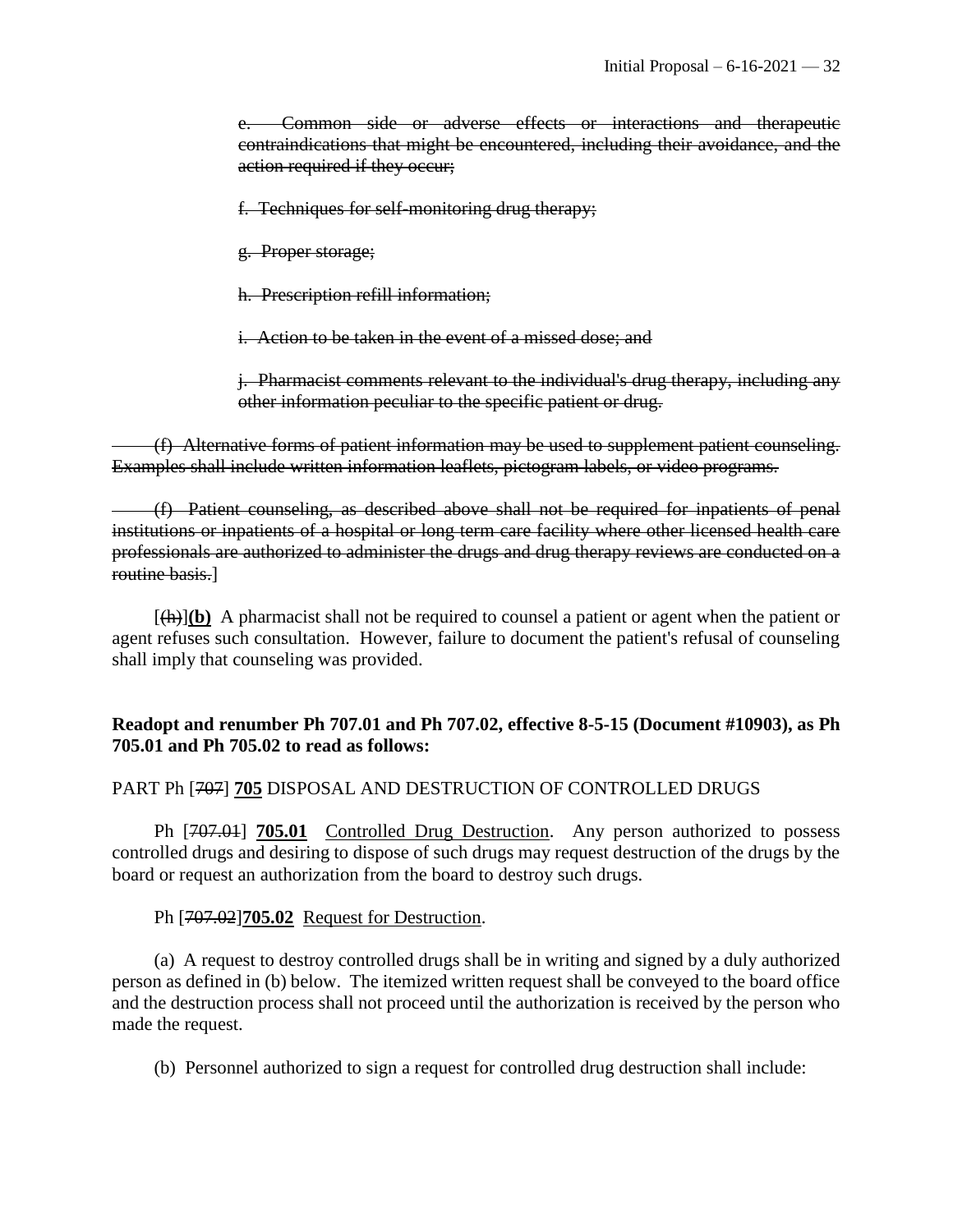~~e. Common side or adverse effects or interactions and therapeutic contraindications that might be encountered, including their avoidance, and the action required if they occur;~~

~~f. Techniques for self-monitoring drug therapy;~~

~~g. Proper storage;~~

~~h. Prescription refill information;~~

~~i. Action to be taken in the event of a missed dose; and~~

~~j. Pharmacist comments relevant to the individual's drug therapy, including any other information peculiar to the specific patient or drug.~~

~~(f) Alternative forms of patient information may be used to supplement patient counseling. Examples shall include written information leaflets, pictogram labels, or video programs.~~

~~(f) Patient counseling, as described above shall not be required for inpatients of penal institutions or inpatients of a hospital or long term care facility where other licensed health care professionals are authorized to administer the drugs and drug therapy reviews are conducted on a routine basis.~~]

[~~(h)~~]**(b)** A pharmacist shall not be required to counsel a patient or agent when the patient or agent refuses such consultation. However, failure to document the patient's refusal of counseling shall imply that counseling was provided.

**Readopt and renumber Ph 707.01 and Ph 707.02, effective 8-5-15 (Document #10903), as Ph 705.01 and Ph 705.02 to read as follows:**

PART Ph [~~707~~] **705** DISPOSAL AND DESTRUCTION OF CONTROLLED DRUGS

Ph [~~707.01~~] **705.01** Controlled Drug Destruction. Any person authorized to possess controlled drugs and desiring to dispose of such drugs may request destruction of the drugs by the board or request an authorization from the board to destroy such drugs.

Ph [~~707.02~~]**705.02** Request for Destruction.

(a) A request to destroy controlled drugs shall be in writing and signed by a duly authorized person as defined in (b) below. The itemized written request shall be conveyed to the board office and the destruction process shall not proceed until the authorization is received by the person who made the request.

(b) Personnel authorized to sign a request for controlled drug destruction shall include: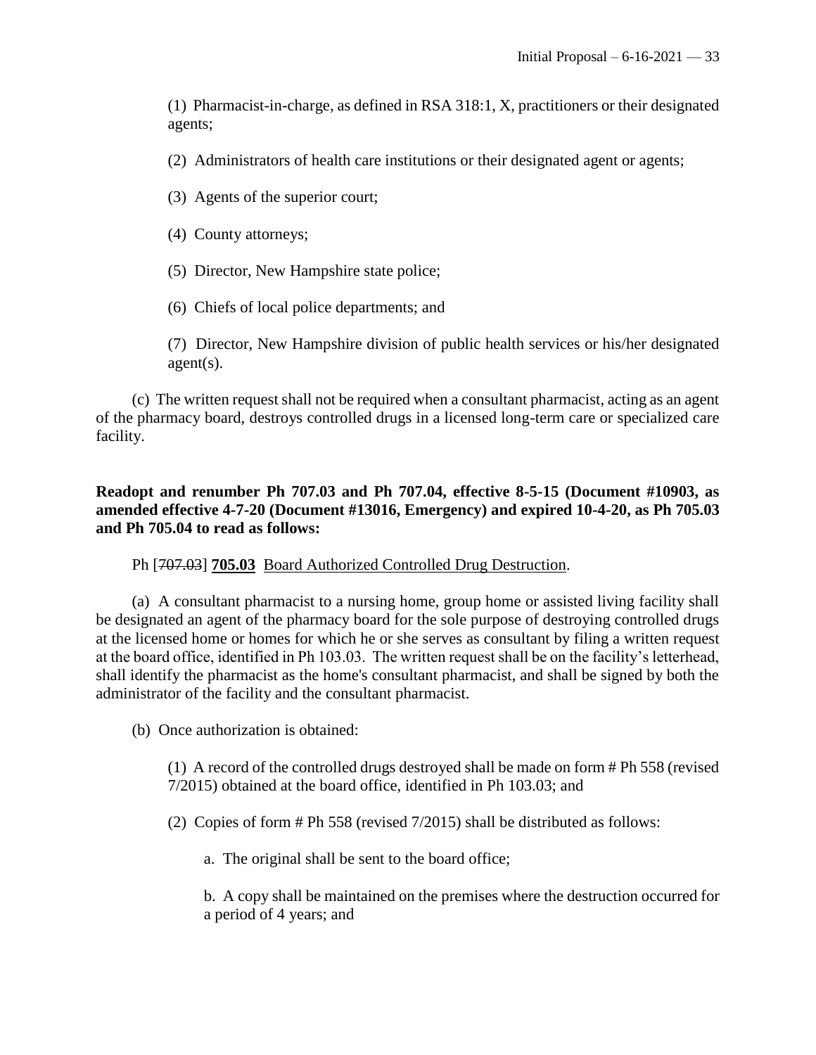(1) Pharmacist-in-charge, as defined in RSA 318:1, X, practitioners or their designated agents;

(2) Administrators of health care institutions or their designated agent or agents;

(3) Agents of the superior court;

(4) County attorneys;

(5) Director, New Hampshire state police;

(6) Chiefs of local police departments; and

(7) Director, New Hampshire division of public health services or his/her designated agent(s).

(c) The written request shall not be required when a consultant pharmacist, acting as an agent of the pharmacy board, destroys controlled drugs in a licensed long-term care or specialized care facility.

**Readopt and renumber Ph 707.03 and Ph 707.04, effective 8-5-15 (Document #10903, as amended effective 4-7-20 (Document #13016, Emergency) and expired 10-4-20, as Ph 705.03 and Ph 705.04 to read as follows:**

Ph [~~707.03~~] **705.03** Board Authorized Controlled Drug Destruction.

(a) A consultant pharmacist to a nursing home, group home or assisted living facility shall be designated an agent of the pharmacy board for the sole purpose of destroying controlled drugs at the licensed home or homes for which he or she serves as consultant by filing a written request at the board office, identified in Ph 103.03. The written request shall be on the facility's letterhead, shall identify the pharmacist as the home's consultant pharmacist, and shall be signed by both the administrator of the facility and the consultant pharmacist.

(b) Once authorization is obtained:

(1) A record of the controlled drugs destroyed shall be made on form # Ph 558 (revised 7/2015) obtained at the board office, identified in Ph 103.03; and

(2) Copies of form # Ph 558 (revised 7/2015) shall be distributed as follows:

a. The original shall be sent to the board office;

b. A copy shall be maintained on the premises where the destruction occurred for a period of 4 years; and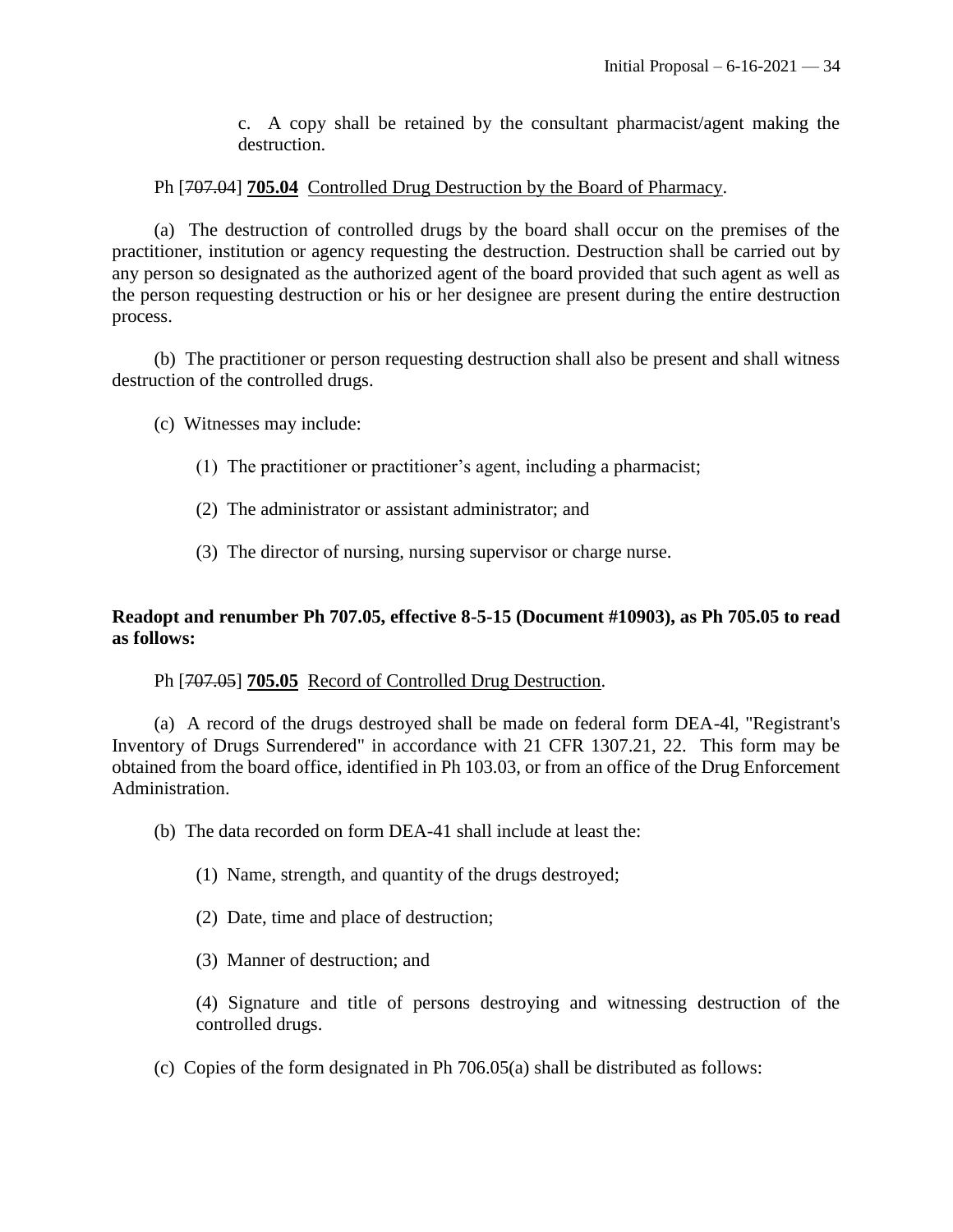c. A copy shall be retained by the consultant pharmacist/agent making the destruction.

Ph [~~707.04~~] **705.04** Controlled Drug Destruction by the Board of Pharmacy.

(a) The destruction of controlled drugs by the board shall occur on the premises of the practitioner, institution or agency requesting the destruction. Destruction shall be carried out by any person so designated as the authorized agent of the board provided that such agent as well as the person requesting destruction or his or her designee are present during the entire destruction process.

(b) The practitioner or person requesting destruction shall also be present and shall witness destruction of the controlled drugs.

(c) Witnesses may include:

(1) The practitioner or practitioner's agent, including a pharmacist;

(2) The administrator or assistant administrator; and

(3) The director of nursing, nursing supervisor or charge nurse.

**Readopt and renumber Ph 707.05, effective 8-5-15 (Document #10903), as Ph 705.05 to read as follows:**

Ph [~~707.05~~] **705.05** Record of Controlled Drug Destruction.

(a) A record of the drugs destroyed shall be made on federal form DEA-4l, "Registrant's Inventory of Drugs Surrendered" in accordance with 21 CFR 1307.21, 22. This form may be obtained from the board office, identified in Ph 103.03, or from an office of the Drug Enforcement Administration.

(b) The data recorded on form DEA-41 shall include at least the:

(1) Name, strength, and quantity of the drugs destroyed;

(2) Date, time and place of destruction;

(3) Manner of destruction; and

(4) Signature and title of persons destroying and witnessing destruction of the controlled drugs.

(c) Copies of the form designated in Ph 706.05(a) shall be distributed as follows: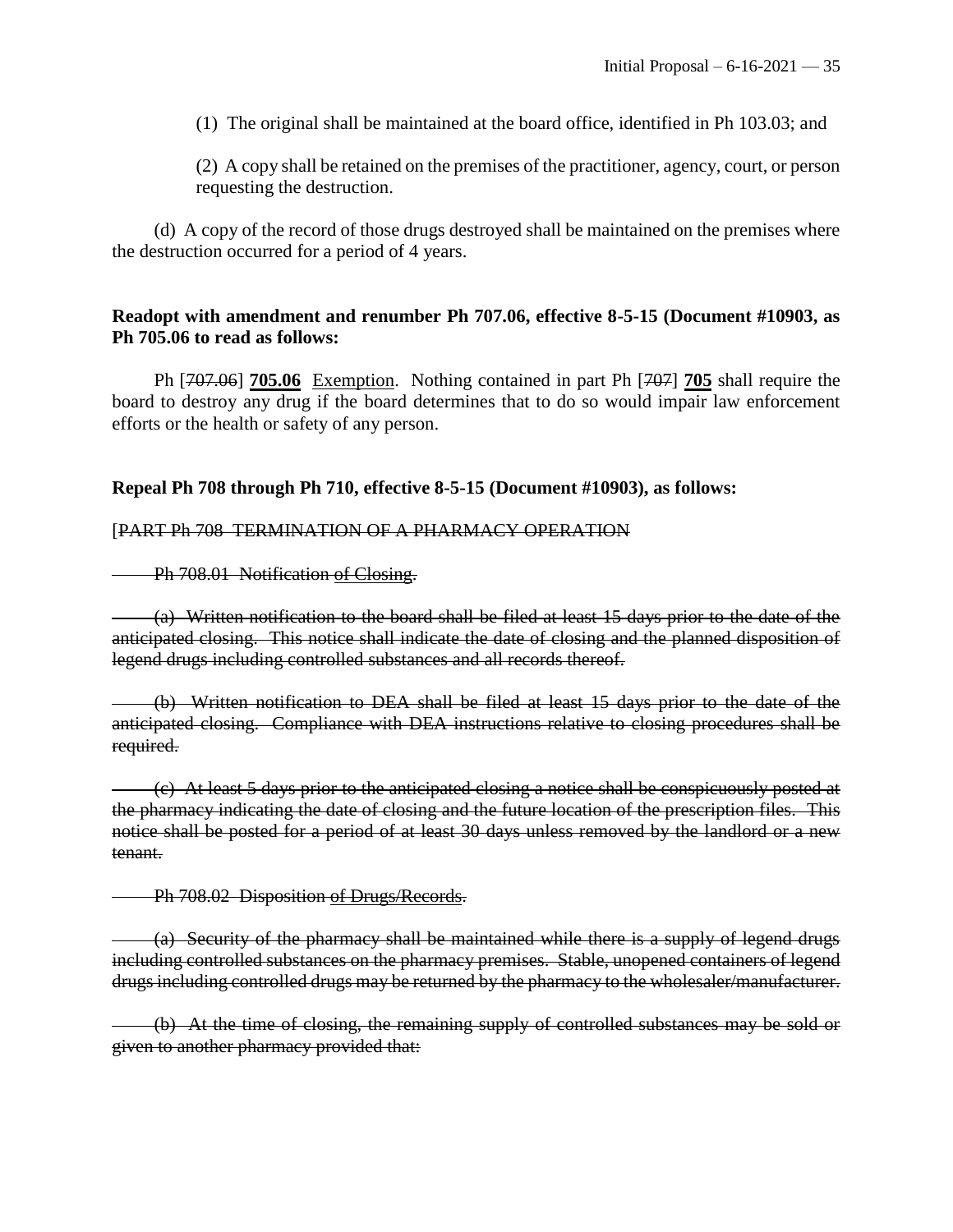(1) The original shall be maintained at the board office, identified in Ph 103.03; and

(2) A copy shall be retained on the premises of the practitioner, agency, court, or person requesting the destruction.

(d) A copy of the record of those drugs destroyed shall be maintained on the premises where the destruction occurred for a period of 4 years.

**Readopt with amendment and renumber Ph 707.06, effective 8-5-15 (Document #10903, as Ph 705.06 to read as follows:**

Ph [~~707.06~~] **705.06** Exemption. Nothing contained in part Ph [~~707~~] **705** shall require the board to destroy any drug if the board determines that to do so would impair law enforcement efforts or the health or safety of any person.

**Repeal Ph 708 through Ph 710, effective 8-5-15 (Document #10903), as follows:**

[~~PART Ph 708 TERMINATION OF A PHARMACY OPERATION~~

~~Ph 708.01 Notification of Closing.~~

~~(a) Written notification to the board shall be filed at least 15 days prior to the date of the anticipated closing. This notice shall indicate the date of closing and the planned disposition of legend drugs including controlled substances and all records thereof.~~

~~(b) Written notification to DEA shall be filed at least 15 days prior to the date of the anticipated closing. Compliance with DEA instructions relative to closing procedures shall be required.~~

~~(c) At least 5 days prior to the anticipated closing a notice shall be conspicuously posted at the pharmacy indicating the date of closing and the future location of the prescription files. This notice shall be posted for a period of at least 30 days unless removed by the landlord or a new tenant.~~

~~Ph 708.02 Disposition of Drugs/Records.~~

~~(a) Security of the pharmacy shall be maintained while there is a supply of legend drugs including controlled substances on the pharmacy premises. Stable, unopened containers of legend drugs including controlled drugs may be returned by the pharmacy to the wholesaler/manufacturer.~~

~~(b) At the time of closing, the remaining supply of controlled substances may be sold or given to another pharmacy provided that:~~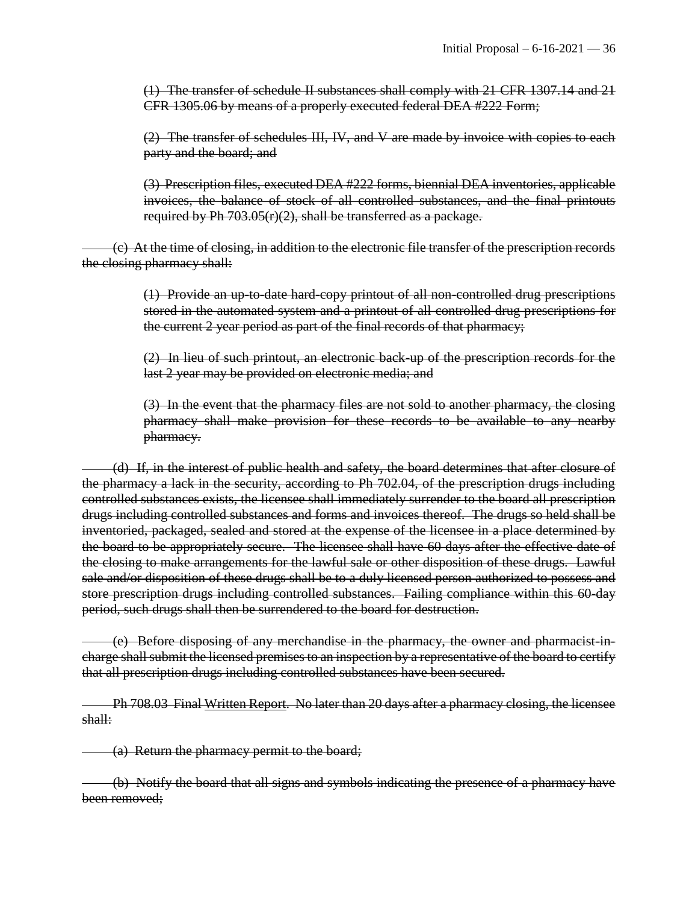~~(1) The transfer of schedule II substances shall comply with 21 CFR 1307.14 and 21 CFR 1305.06 by means of a properly executed federal DEA #222 Form;~~

~~(2) The transfer of schedules III, IV, and V are made by invoice with copies to each party and the board; and~~

~~(3) Prescription files, executed DEA #222 forms, biennial DEA inventories, applicable invoices, the balance of stock of all controlled substances, and the final printouts required by Ph 703.05(r)(2), shall be transferred as a package.~~

~~(c) At the time of closing, in addition to the electronic file transfer of the prescription records the closing pharmacy shall:~~

~~(1) Provide an up-to-date hard-copy printout of all non-controlled drug prescriptions stored in the automated system and a printout of all controlled drug prescriptions for the current 2 year period as part of the final records of that pharmacy;~~

~~(2) In lieu of such printout, an electronic back-up of the prescription records for the last 2 year may be provided on electronic media; and~~

~~(3) In the event that the pharmacy files are not sold to another pharmacy, the closing pharmacy shall make provision for these records to be available to any nearby pharmacy.~~

~~(d) If, in the interest of public health and safety, the board determines that after closure of the pharmacy a lack in the security, according to Ph 702.04, of the prescription drugs including controlled substances exists, the licensee shall immediately surrender to the board all prescription drugs including controlled substances and forms and invoices thereof. The drugs so held shall be inventoried, packaged, sealed and stored at the expense of the licensee in a place determined by the board to be appropriately secure. The licensee shall have 60 days after the effective date of the closing to make arrangements for the lawful sale or other disposition of these drugs. Lawful sale and/or disposition of these drugs shall be to a duly licensed person authorized to possess and store prescription drugs including controlled substances. Failing compliance within this 60-day period, such drugs shall then be surrendered to the board for destruction.~~

~~(e) Before disposing of any merchandise in the pharmacy, the owner and pharmacist-in-charge shall submit the licensed premises to an inspection by a representative of the board to certify that all prescription drugs including controlled substances have been secured.~~

~~Ph 708.03 Final Written Report. No later than 20 days after a pharmacy closing, the licensee shall:~~

~~(a) Return the pharmacy permit to the board;~~

~~(b) Notify the board that all signs and symbols indicating the presence of a pharmacy have been removed;~~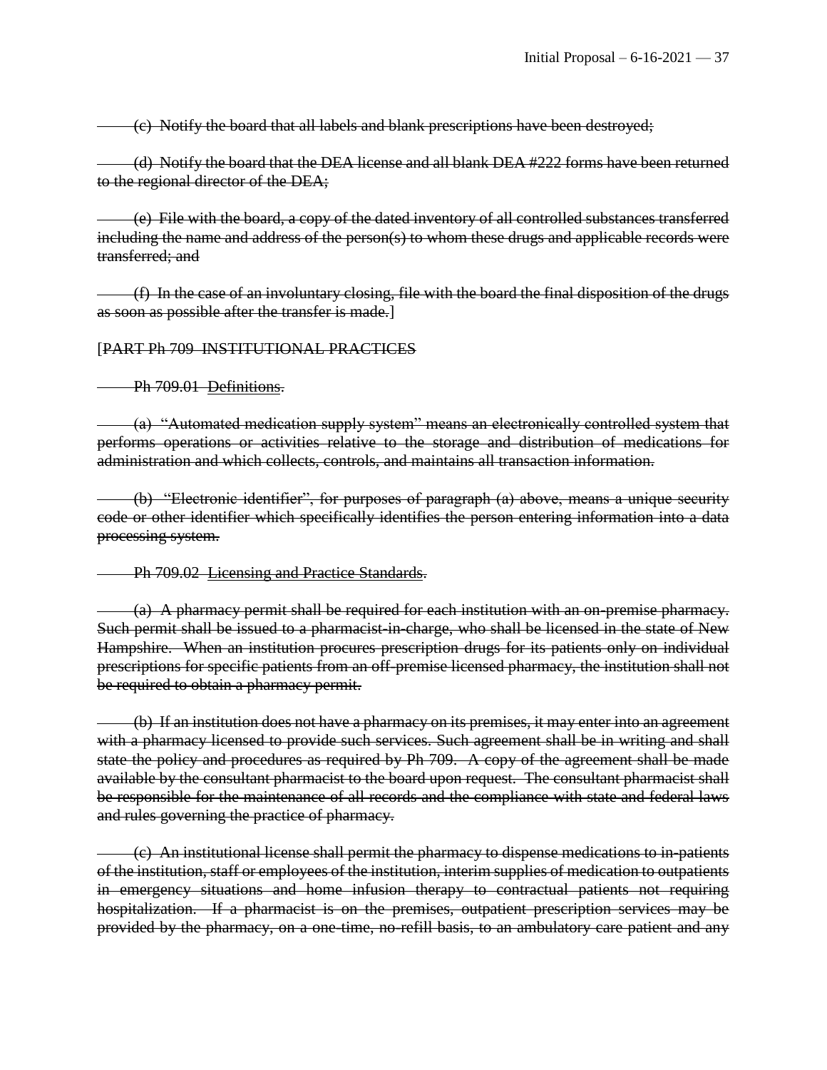~~(c) Notify the board that all labels and blank prescriptions have been destroyed;~~

~~(d) Notify the board that the DEA license and all blank DEA #222 forms have been returned to the regional director of the DEA;~~

~~(e) File with the board, a copy of the dated inventory of all controlled substances transferred including the name and address of the person(s) to whom these drugs and applicable records were transferred; and~~

~~(f) In the case of an involuntary closing, file with the board the final disposition of the drugs as soon as possible after the transfer is made.~~]

[~~PART Ph 709 INSTITUTIONAL PRACTICES~~

~~Ph 709.01 Definitions.~~

~~(a) "Automated medication supply system" means an electronically controlled system that performs operations or activities relative to the storage and distribution of medications for administration and which collects, controls, and maintains all transaction information.~~

~~(b) "Electronic identifier", for purposes of paragraph (a) above, means a unique security code or other identifier which specifically identifies the person entering information into a data processing system.~~

~~Ph 709.02 Licensing and Practice Standards.~~

~~(a) A pharmacy permit shall be required for each institution with an on-premise pharmacy. Such permit shall be issued to a pharmacist-in-charge, who shall be licensed in the state of New Hampshire. When an institution procures prescription drugs for its patients only on individual prescriptions for specific patients from an off-premise licensed pharmacy, the institution shall not be required to obtain a pharmacy permit.~~

~~(b) If an institution does not have a pharmacy on its premises, it may enter into an agreement with a pharmacy licensed to provide such services. Such agreement shall be in writing and shall state the policy and procedures as required by Ph 709. A copy of the agreement shall be made available by the consultant pharmacist to the board upon request. The consultant pharmacist shall be responsible for the maintenance of all records and the compliance with state and federal laws and rules governing the practice of pharmacy.~~

~~(c) An institutional license shall permit the pharmacy to dispense medications to in-patients of the institution, staff or employees of the institution, interim supplies of medication to outpatients in emergency situations and home infusion therapy to contractual patients not requiring hospitalization. If a pharmacist is on the premises, outpatient prescription services may be provided by the pharmacy, on a one-time, no-refill basis, to an ambulatory care patient and any~~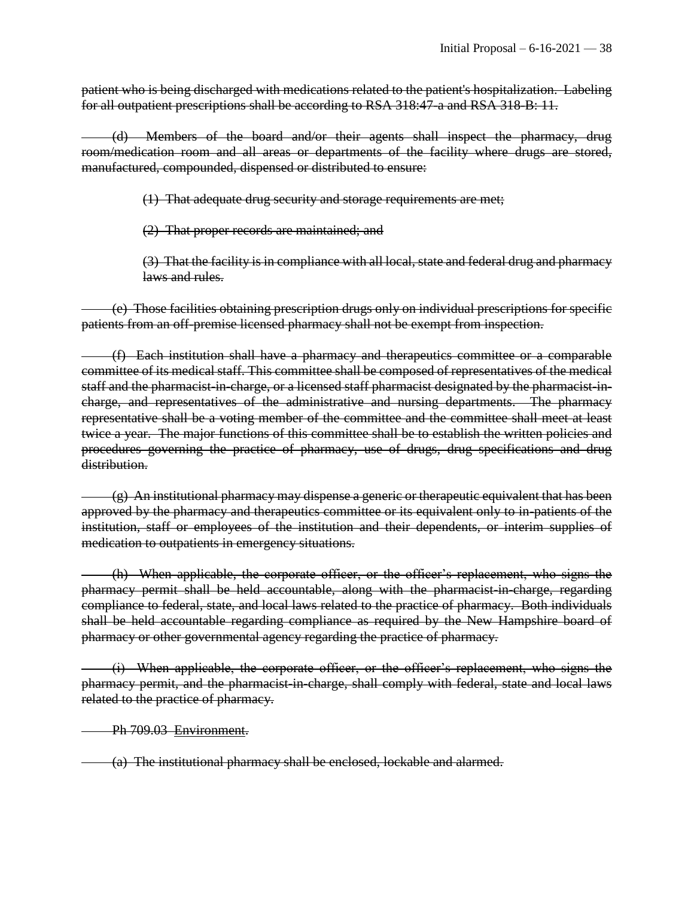~~patient who is being discharged with medications related to the patient's hospitalization. Labeling for all outpatient prescriptions shall be according to RSA 318:47-a and RSA 318-B: 11.~~

~~(d) Members of the board and/or their agents shall inspect the pharmacy, drug room/medication room and all areas or departments of the facility where drugs are stored, manufactured, compounded, dispensed or distributed to ensure:~~

~~(1) That adequate drug security and storage requirements are met;~~

~~(2) That proper records are maintained; and~~

~~(3) That the facility is in compliance with all local, state and federal drug and pharmacy laws and rules.~~

~~(e) Those facilities obtaining prescription drugs only on individual prescriptions for specific patients from an off-premise licensed pharmacy shall not be exempt from inspection.~~

~~(f) Each institution shall have a pharmacy and therapeutics committee or a comparable committee of its medical staff. This committee shall be composed of representatives of the medical staff and the pharmacist-in-charge, or a licensed staff pharmacist designated by the pharmacist-in-charge, and representatives of the administrative and nursing departments. The pharmacy representative shall be a voting member of the committee and the committee shall meet at least twice a year. The major functions of this committee shall be to establish the written policies and procedures governing the practice of pharmacy, use of drugs, drug specifications and drug distribution.~~

~~(g) An institutional pharmacy may dispense a generic or therapeutic equivalent that has been approved by the pharmacy and therapeutics committee or its equivalent only to in-patients of the institution, staff or employees of the institution and their dependents, or interim supplies of medication to outpatients in emergency situations.~~

~~(h) When applicable, the corporate officer, or the officer's replacement, who signs the pharmacy permit shall be held accountable, along with the pharmacist-in-charge, regarding compliance to federal, state, and local laws related to the practice of pharmacy. Both individuals shall be held accountable regarding compliance as required by the New Hampshire board of pharmacy or other governmental agency regarding the practice of pharmacy.~~

~~(i) When applicable, the corporate officer, or the officer's replacement, who signs the pharmacy permit, and the pharmacist-in-charge, shall comply with federal, state and local laws related to the practice of pharmacy.~~

~~Ph 709.03 Environment.~~

~~(a) The institutional pharmacy shall be enclosed, lockable and alarmed.~~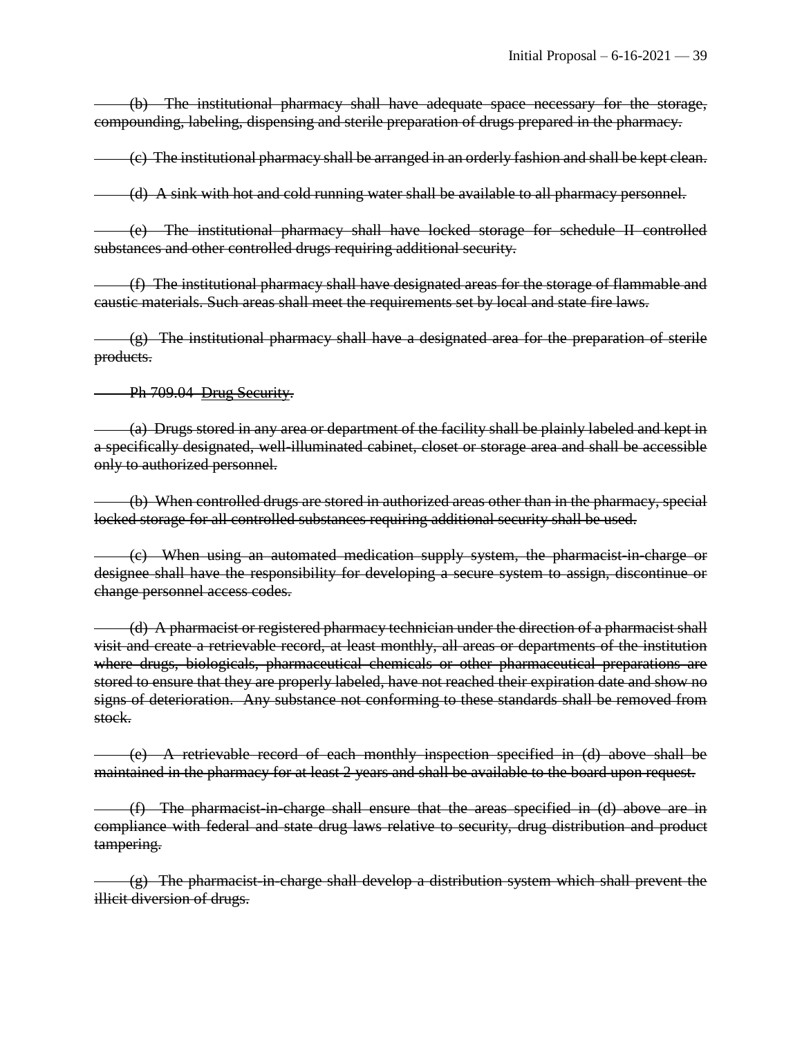~~(b) The institutional pharmacy shall have adequate space necessary for the storage, compounding, labeling, dispensing and sterile preparation of drugs prepared in the pharmacy.~~

~~(c) The institutional pharmacy shall be arranged in an orderly fashion and shall be kept clean.~~

~~(d) A sink with hot and cold running water shall be available to all pharmacy personnel.~~

~~(e) The institutional pharmacy shall have locked storage for schedule II controlled substances and other controlled drugs requiring additional security.~~

~~(f) The institutional pharmacy shall have designated areas for the storage of flammable and caustic materials. Such areas shall meet the requirements set by local and state fire laws.~~

~~(g) The institutional pharmacy shall have a designated area for the preparation of sterile products.~~

~~Ph 709.04 Drug Security.~~

~~(a) Drugs stored in any area or department of the facility shall be plainly labeled and kept in a specifically designated, well-illuminated cabinet, closet or storage area and shall be accessible only to authorized personnel.~~

~~(b) When controlled drugs are stored in authorized areas other than in the pharmacy, special locked storage for all controlled substances requiring additional security shall be used.~~

~~(c) When using an automated medication supply system, the pharmacist-in-charge or designee shall have the responsibility for developing a secure system to assign, discontinue or change personnel access codes.~~

~~(d) A pharmacist or registered pharmacy technician under the direction of a pharmacist shall visit and create a retrievable record, at least monthly, all areas or departments of the institution where drugs, biologicals, pharmaceutical chemicals or other pharmaceutical preparations are stored to ensure that they are properly labeled, have not reached their expiration date and show no signs of deterioration. Any substance not conforming to these standards shall be removed from stock.~~

~~(e) A retrievable record of each monthly inspection specified in (d) above shall be maintained in the pharmacy for at least 2 years and shall be available to the board upon request.~~

~~(f) The pharmacist-in-charge shall ensure that the areas specified in (d) above are in compliance with federal and state drug laws relative to security, drug distribution and product tampering.~~

~~(g) The pharmacist-in-charge shall develop a distribution system which shall prevent the illicit diversion of drugs.~~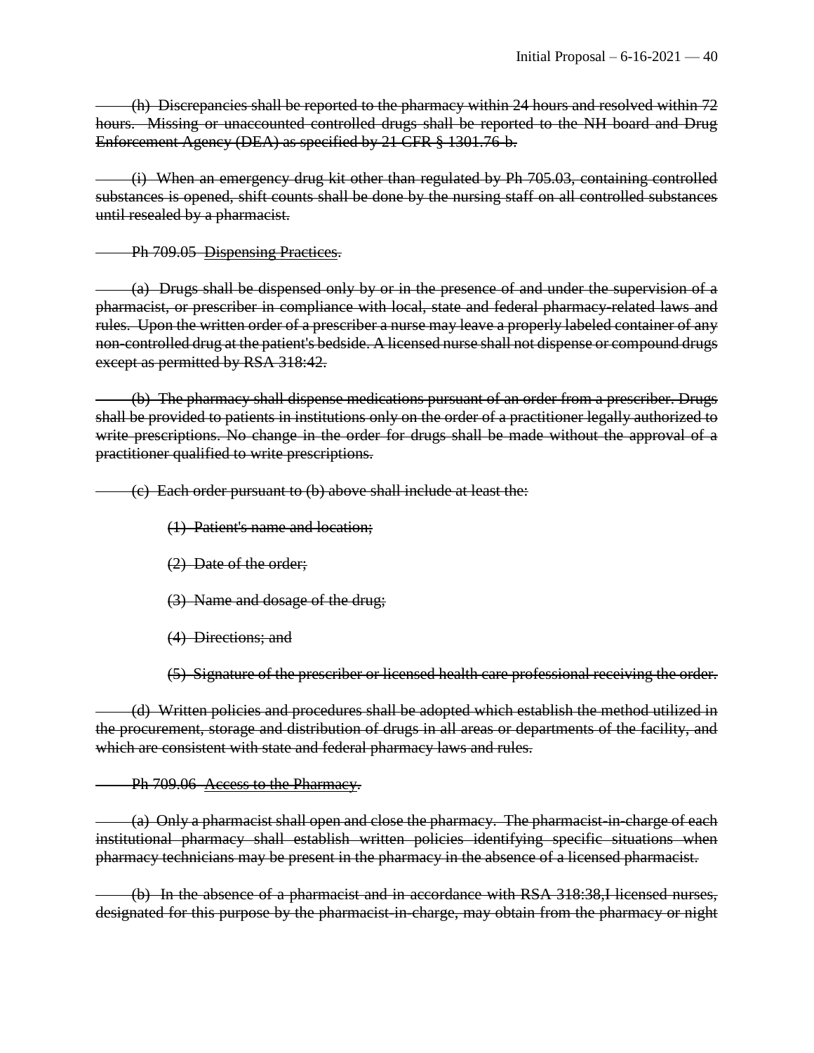~~(h) Discrepancies shall be reported to the pharmacy within 24 hours and resolved within 72 hours. Missing or unaccounted controlled drugs shall be reported to the NH board and Drug Enforcement Agency (DEA) as specified by 21 CFR § 1301.76-b.~~

~~(i) When an emergency drug kit other than regulated by Ph 705.03, containing controlled substances is opened, shift counts shall be done by the nursing staff on all controlled substances until resealed by a pharmacist.~~

~~Ph 709.05 Dispensing Practices.~~

~~(a) Drugs shall be dispensed only by or in the presence of and under the supervision of a pharmacist, or prescriber in compliance with local, state and federal pharmacy-related laws and rules. Upon the written order of a prescriber a nurse may leave a properly labeled container of any non-controlled drug at the patient's bedside. A licensed nurse shall not dispense or compound drugs except as permitted by RSA 318:42.~~

~~(b) The pharmacy shall dispense medications pursuant of an order from a prescriber. Drugs shall be provided to patients in institutions only on the order of a practitioner legally authorized to write prescriptions. No change in the order for drugs shall be made without the approval of a practitioner qualified to write prescriptions.~~

~~(c) Each order pursuant to (b) above shall include at least the:~~

~~(1) Patient's name and location;~~

~~(2) Date of the order;~~

~~(3) Name and dosage of the drug;~~

~~(4) Directions; and~~

~~(5) Signature of the prescriber or licensed health care professional receiving the order.~~

~~(d) Written policies and procedures shall be adopted which establish the method utilized in the procurement, storage and distribution of drugs in all areas or departments of the facility, and which are consistent with state and federal pharmacy laws and rules.~~

~~Ph 709.06 Access to the Pharmacy.~~

~~(a) Only a pharmacist shall open and close the pharmacy. The pharmacist-in-charge of each institutional pharmacy shall establish written policies identifying specific situations when pharmacy technicians may be present in the pharmacy in the absence of a licensed pharmacist.~~

~~(b) In the absence of a pharmacist and in accordance with RSA 318:38,I licensed nurses, designated for this purpose by the pharmacist-in-charge, may obtain from the pharmacy or night~~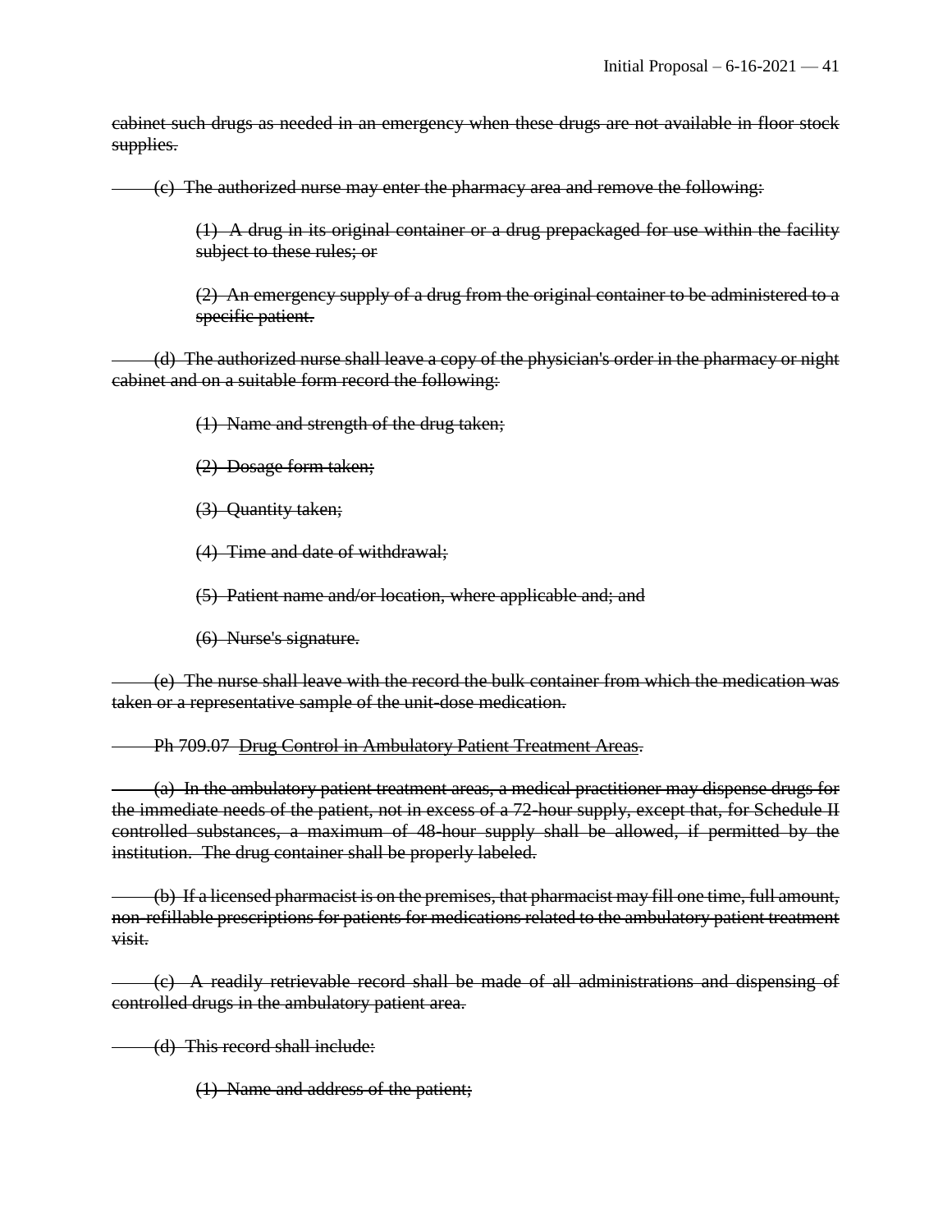~~cabinet such drugs as needed in an emergency when these drugs are not available in floor stock supplies.~~

~~(c) The authorized nurse may enter the pharmacy area and remove the following:~~

~~(1) A drug in its original container or a drug prepackaged for use within the facility subject to these rules; or~~

~~(2) An emergency supply of a drug from the original container to be administered to a specific patient.~~

~~(d) The authorized nurse shall leave a copy of the physician's order in the pharmacy or night cabinet and on a suitable form record the following:~~

~~(1) Name and strength of the drug taken;~~

~~(2) Dosage form taken;~~

~~(3) Quantity taken;~~

~~(4) Time and date of withdrawal;~~

~~(5) Patient name and/or location, where applicable and; and~~

~~(6) Nurse's signature.~~

~~(e) The nurse shall leave with the record the bulk container from which the medication was taken or a representative sample of the unit-dose medication.~~

~~Ph 709.07 Drug Control in Ambulatory Patient Treatment Areas.~~

~~(a) In the ambulatory patient treatment areas, a medical practitioner may dispense drugs for the immediate needs of the patient, not in excess of a 72-hour supply, except that, for Schedule II controlled substances, a maximum of 48-hour supply shall be allowed, if permitted by the institution. The drug container shall be properly labeled.~~

~~(b) If a licensed pharmacist is on the premises, that pharmacist may fill one time, full amount, non-refillable prescriptions for patients for medications related to the ambulatory patient treatment visit.~~

~~(c) A readily retrievable record shall be made of all administrations and dispensing of controlled drugs in the ambulatory patient area.~~

~~(d) This record shall include:~~

~~(1) Name and address of the patient;~~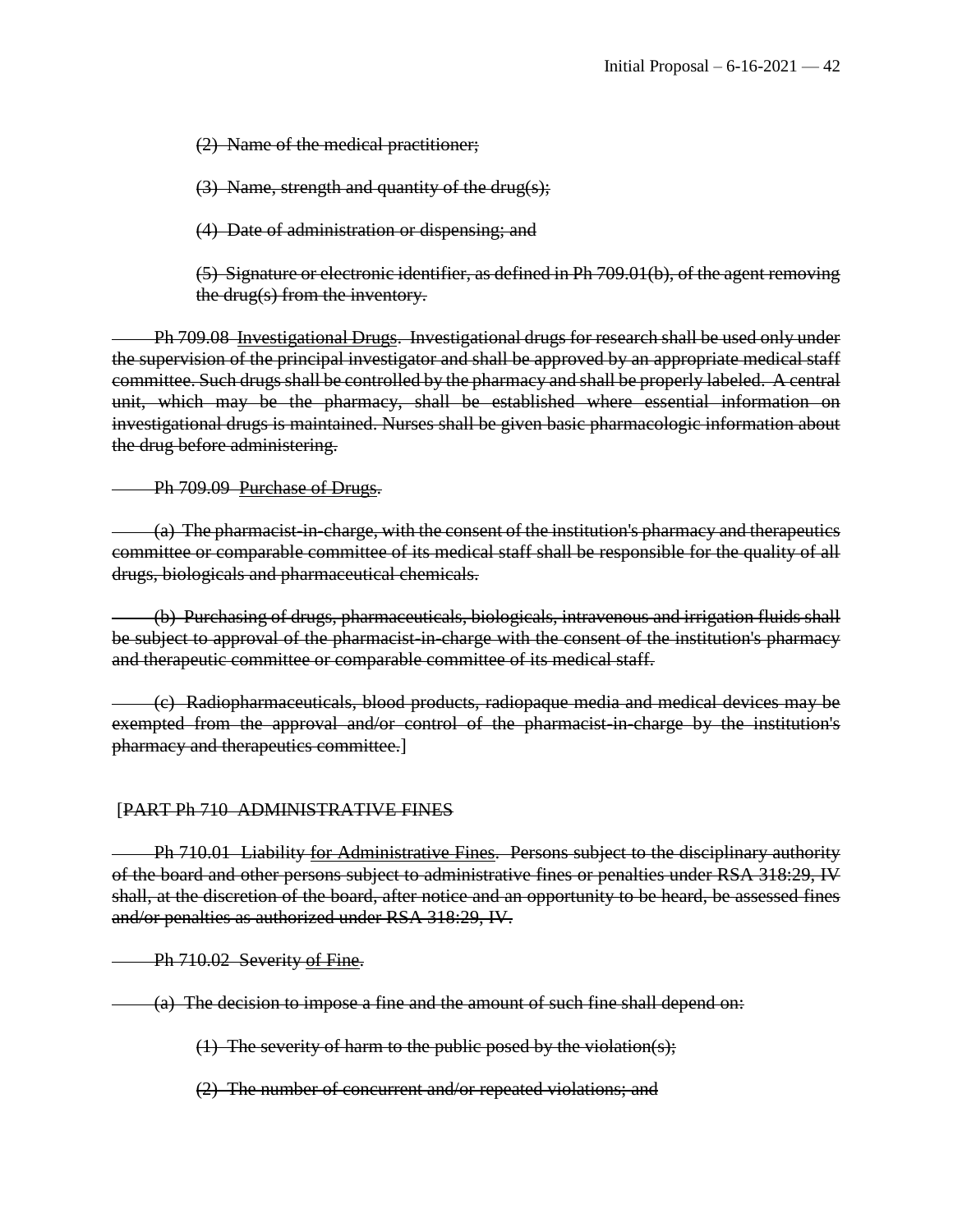(2) Name of the medical practitioner;

(3) Name, strength and quantity of the drug(s);

(4) Date of administration or dispensing; and

(5) Signature or electronic identifier, as defined in Ph 709.01(b), of the agent removing the drug(s) from the inventory.

Ph 709.08 Investigational Drugs. Investigational drugs for research shall be used only under the supervision of the principal investigator and shall be approved by an appropriate medical staff committee. Such drugs shall be controlled by the pharmacy and shall be properly labeled. A central unit, which may be the pharmacy, shall be established where essential information on investigational drugs is maintained. Nurses shall be given basic pharmacologic information about the drug before administering.

Ph 709.09 Purchase of Drugs.

(a) The pharmacist-in-charge, with the consent of the institution's pharmacy and therapeutics committee or comparable committee of its medical staff shall be responsible for the quality of all drugs, biologicals and pharmaceutical chemicals.

(b) Purchasing of drugs, pharmaceuticals, biologicals, intravenous and irrigation fluids shall be subject to approval of the pharmacist-in-charge with the consent of the institution's pharmacy and therapeutic committee or comparable committee of its medical staff.

(c) Radiopharmaceuticals, blood products, radiopaque media and medical devices may be exempted from the approval and/or control of the pharmacist-in-charge by the institution's pharmacy and therapeutics committee.]

[PART Ph 710 ADMINISTRATIVE FINES

Ph 710.01 Liability for Administrative Fines. Persons subject to the disciplinary authority of the board and other persons subject to administrative fines or penalties under RSA 318:29, IV shall, at the discretion of the board, after notice and an opportunity to be heard, be assessed fines and/or penalties as authorized under RSA 318:29, IV.

Ph 710.02 Severity of Fine.

(a) The decision to impose a fine and the amount of such fine shall depend on:

(1) The severity of harm to the public posed by the violation(s);

(2) The number of concurrent and/or repeated violations; and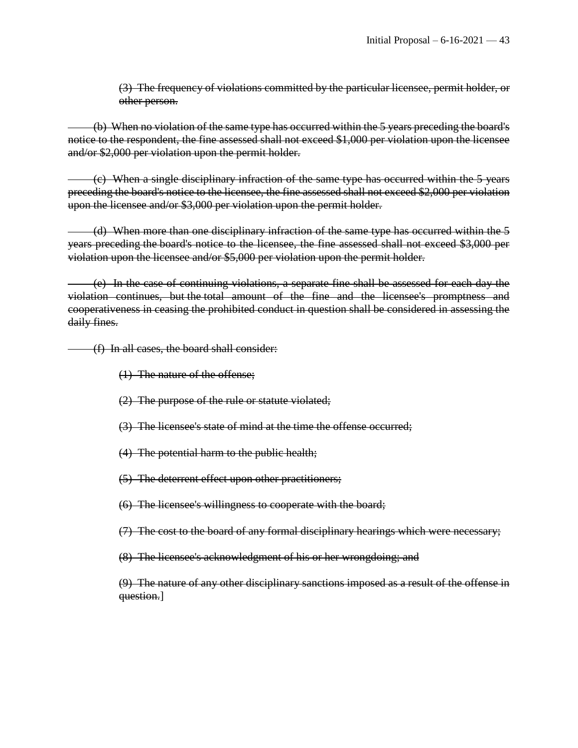~~(3) The frequency of violations committed by the particular licensee, permit holder, or other person.~~

~~(b) When no violation of the same type has occurred within the 5 years preceding the board's notice to the respondent, the fine assessed shall not exceed $1,000 per violation upon the licensee and/or $2,000 per violation upon the permit holder.~~

~~(c) When a single disciplinary infraction of the same type has occurred within the 5 years preceding the board's notice to the licensee, the fine assessed shall not exceed $2,000 per violation upon the licensee and/or $3,000 per violation upon the permit holder.~~

~~(d) When more than one disciplinary infraction of the same type has occurred within the 5 years preceding the board's notice to the licensee, the fine assessed shall not exceed $3,000 per violation upon the licensee and/or $5,000 per violation upon the permit holder.~~

~~(e) In the case of continuing violations, a separate fine shall be assessed for each day the violation continues, but the total amount of the fine and the licensee's promptness and cooperativeness in ceasing the prohibited conduct in question shall be considered in assessing the daily fines.~~

~~(f) In all cases, the board shall consider:~~

~~(1) The nature of the offense;~~

~~(2) The purpose of the rule or statute violated;~~

~~(3) The licensee's state of mind at the time the offense occurred;~~

~~(4) The potential harm to the public health;~~

~~(5) The deterrent effect upon other practitioners;~~

~~(6) The licensee's willingness to cooperate with the board;~~

~~(7) The cost to the board of any formal disciplinary hearings which were necessary;~~

~~(8) The licensee's acknowledgment of his or her wrongdoing; and~~

~~(9) The nature of any other disciplinary sanctions imposed as a result of the offense in question.~~]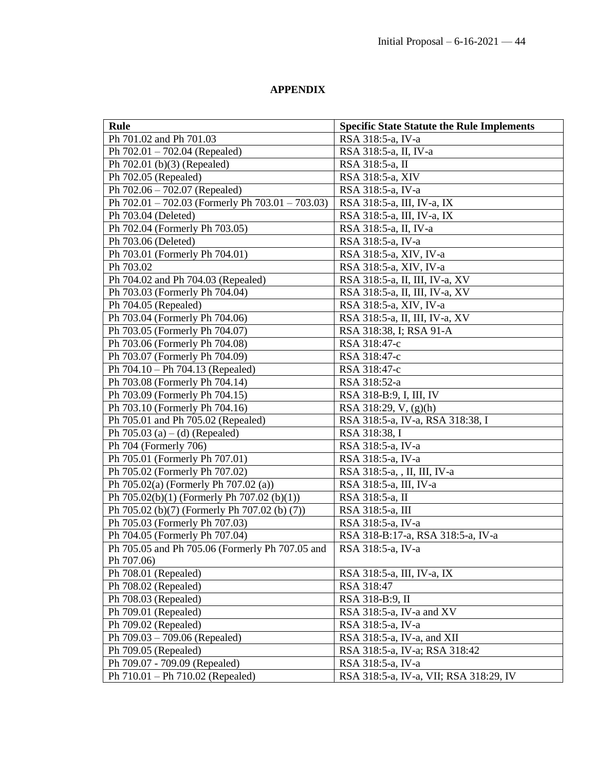**APPENDIX**

| Rule | Specific State Statute the Rule Implements |
|---|---|
| Ph 701.02 and Ph 701.03 | RSA 318:5-a, IV-a |
| Ph 702.01 – 702.04 (Repealed) | RSA 318:5-a, II, IV-a |
| Ph 702.01 (b)(3) (Repealed) | RSA 318:5-a, II |
| Ph 702.05 (Repealed) | RSA 318:5-a, XIV |
| Ph 702.06 – 702.07 (Repealed) | RSA 318:5-a, IV-a |
| Ph 702.01 – 702.03 (Formerly Ph 703.01 – 703.03) | RSA 318:5-a, III, IV-a, IX |
| Ph 703.04 (Deleted) | RSA 318:5-a, III, IV-a, IX |
| Ph 702.04 (Formerly Ph 703.05) | RSA 318:5-a, II, IV-a |
| Ph 703.06 (Deleted) | RSA 318:5-a, IV-a |
| Ph 703.01 (Formerly Ph 704.01) | RSA 318:5-a, XIV, IV-a |
| Ph 703.02 | RSA 318:5-a, XIV, IV-a |
| Ph 704.02 and Ph 704.03 (Repealed) | RSA 318:5-a, II, III, IV-a, XV |
| Ph 703.03 (Formerly Ph 704.04) | RSA 318:5-a, II, III, IV-a, XV |
| Ph 704.05 (Repealed) | RSA 318:5-a, XIV, IV-a |
| Ph 703.04 (Formerly Ph 704.06) | RSA 318:5-a, II, III, IV-a, XV |
| Ph 703.05 (Formerly Ph 704.07) | RSA 318:38, I; RSA 91-A |
| Ph 703.06 (Formerly Ph 704.08) | RSA 318:47-c |
| Ph 703.07 (Formerly Ph 704.09) | RSA 318:47-c |
| Ph 704.10 – Ph 704.13 (Repealed) | RSA 318:47-c |
| Ph 703.08 (Formerly Ph 704.14) | RSA 318:52-a |
| Ph 703.09 (Formerly Ph 704.15) | RSA 318-B:9, I, III, IV |
| Ph 703.10 (Formerly Ph 704.16) | RSA 318:29, V, (g)(h) |
| Ph 705.01 and Ph 705.02 (Repealed) | RSA 318:5-a, IV-a, RSA 318:38, I |
| Ph 705.03 (a) – (d) (Repealed) | RSA 318:38, I |
| Ph 704 (Formerly 706) | RSA 318:5-a, IV-a |
| Ph 705.01 (Formerly Ph 707.01) | RSA 318:5-a, IV-a |
| Ph 705.02 (Formerly Ph 707.02) | RSA 318:5-a, , II, III, IV-a |
| Ph 705.02(a) (Formerly Ph 707.02 (a)) | RSA 318:5-a, III, IV-a |
| Ph 705.02(b)(1) (Formerly Ph 707.02 (b)(1)) | RSA 318:5-a, II |
| Ph 705.02 (b)(7) (Formerly Ph 707.02 (b) (7)) | RSA 318:5-a, III |
| Ph 705.03 (Formerly Ph 707.03) | RSA 318:5-a, IV-a |
| Ph 704.05 (Formerly Ph 707.04) | RSA 318-B:17-a, RSA 318:5-a, IV-a |
| Ph 705.05 and Ph 705.06 (Formerly Ph 707.05 and Ph 707.06) | RSA 318:5-a, IV-a |
| Ph 708.01 (Repealed) | RSA 318:5-a, III, IV-a, IX |
| Ph 708.02 (Repealed) | RSA 318:47 |
| Ph 708.03 (Repealed) | RSA 318-B:9, II |
| Ph 709.01 (Repealed) | RSA 318:5-a, IV-a and XV |
| Ph 709.02 (Repealed) | RSA 318:5-a, IV-a |
| Ph 709.03 – 709.06 (Repealed) | RSA 318:5-a, IV-a, and XII |
| Ph 709.05 (Repealed) | RSA 318:5-a, IV-a; RSA 318:42 |
| Ph 709.07 - 709.09 (Repealed) | RSA 318:5-a, IV-a |
| Ph 710.01 – Ph 710.02 (Repealed) | RSA 318:5-a, IV-a, VII; RSA 318:29, IV |